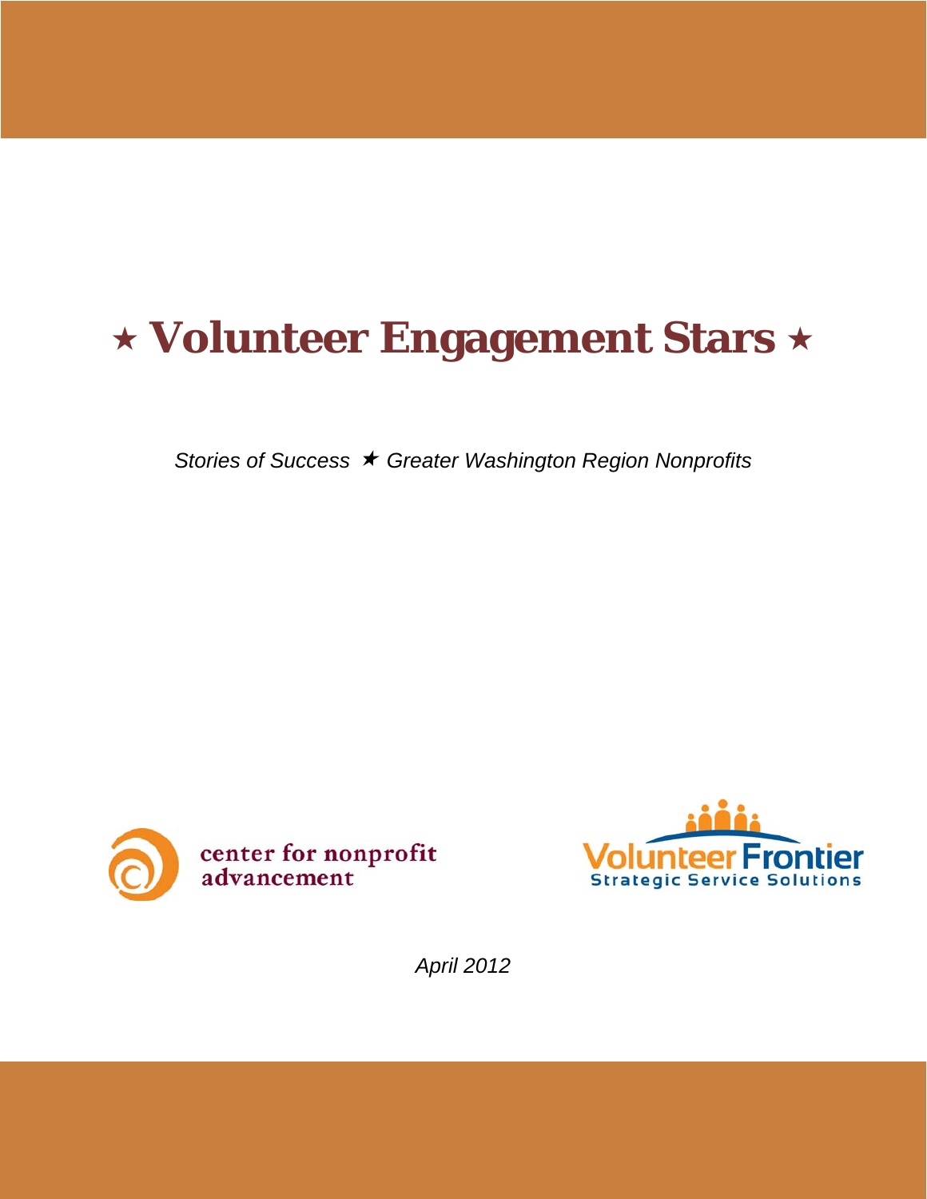# ⋆ Volunteer Engagement Stars ⋆

*Stories of Success ✭ Greater Washington Region Nonprofits*

center for nonprofit advancement

Volunteer Frontier
Strategic Service Solutions

*April 2012*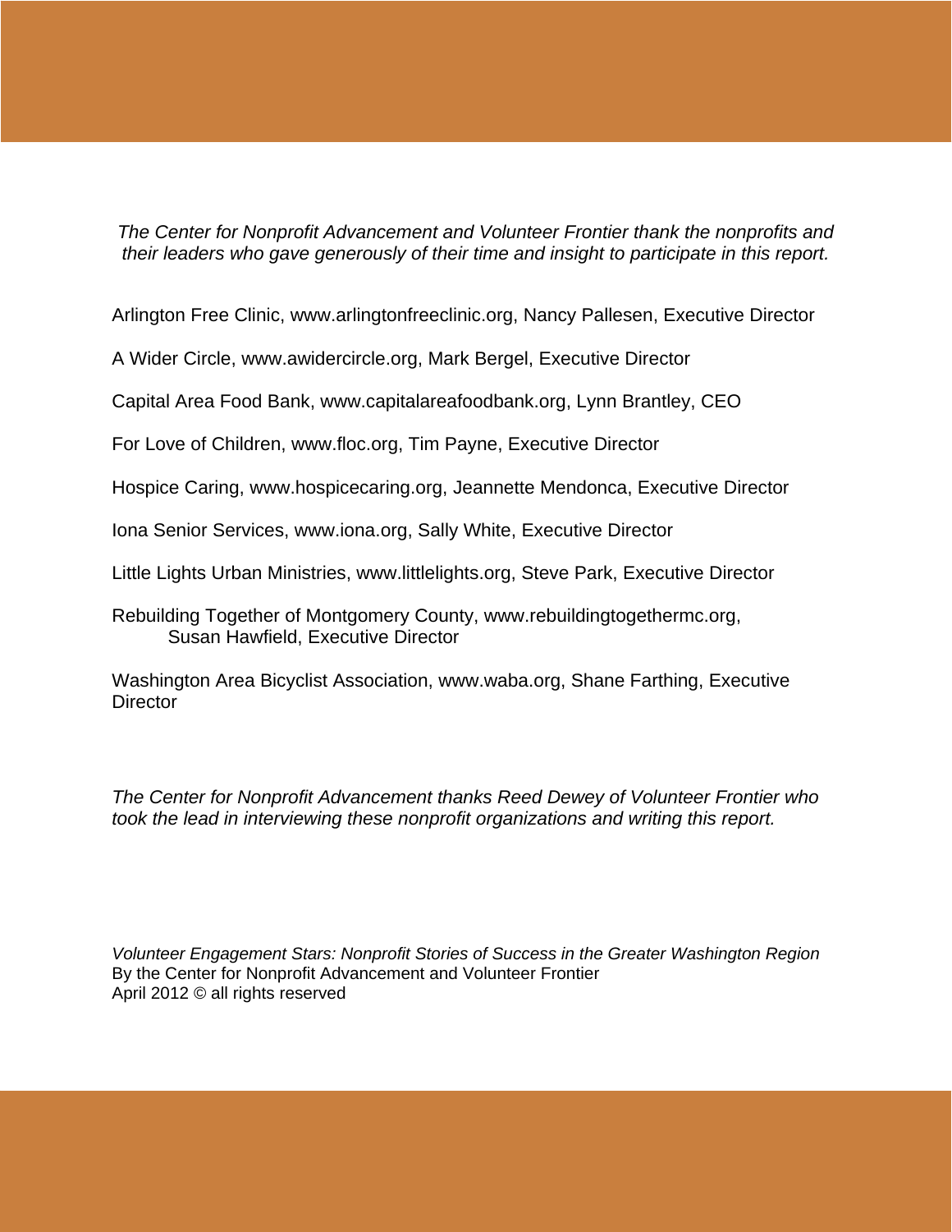*The Center for Nonprofit Advancement and Volunteer Frontier thank the nonprofits and their leaders who gave generously of their time and insight to participate in this report.*

Arlington Free Clinic, www.arlingtonfreeclinic.org, Nancy Pallesen, Executive Director

A Wider Circle, www.awidercircle.org, Mark Bergel, Executive Director

Capital Area Food Bank, www.capitalareafoodbank.org, Lynn Brantley, CEO

For Love of Children, www.floc.org, Tim Payne, Executive Director

Hospice Caring, www.hospicecaring.org, Jeannette Mendonca, Executive Director

Iona Senior Services, www.iona.org, Sally White, Executive Director

Little Lights Urban Ministries, www.littlelights.org, Steve Park, Executive Director

Rebuilding Together of Montgomery County, www.rebuildingtogethermc.org, Susan Hawfield, Executive Director

Washington Area Bicyclist Association, www.waba.org, Shane Farthing, Executive Director

*The Center for Nonprofit Advancement thanks Reed Dewey of Volunteer Frontier who took the lead in interviewing these nonprofit organizations and writing this report.*

*Volunteer Engagement Stars: Nonprofit Stories of Success in the Greater Washington Region*
By the Center for Nonprofit Advancement and Volunteer Frontier
April 2012 © all rights reserved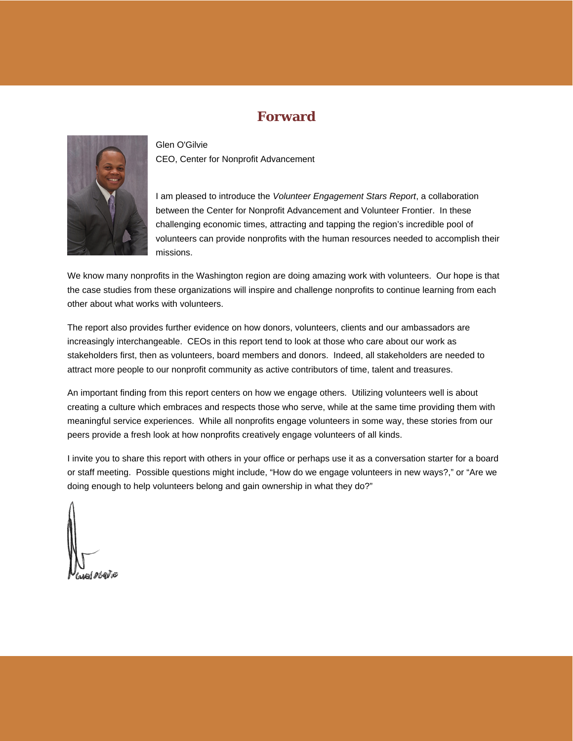# Forward

Glen O'Gilvie
CEO, Center for Nonprofit Advancement

I am pleased to introduce the *Volunteer Engagement Stars Report*, a collaboration between the Center for Nonprofit Advancement and Volunteer Frontier. In these challenging economic times, attracting and tapping the region's incredible pool of volunteers can provide nonprofits with the human resources needed to accomplish their missions.

We know many nonprofits in the Washington region are doing amazing work with volunteers. Our hope is that the case studies from these organizations will inspire and challenge nonprofits to continue learning from each other about what works with volunteers.

The report also provides further evidence on how donors, volunteers, clients and our ambassadors are increasingly interchangeable. CEOs in this report tend to look at those who care about our work as stakeholders first, then as volunteers, board members and donors. Indeed, all stakeholders are needed to attract more people to our nonprofit community as active contributors of time, talent and treasures.

An important finding from this report centers on how we engage others. Utilizing volunteers well is about creating a culture which embraces and respects those who serve, while at the same time providing them with meaningful service experiences. While all nonprofits engage volunteers in some way, these stories from our peers provide a fresh look at how nonprofits creatively engage volunteers of all kinds.

I invite you to share this report with others in your office or perhaps use it as a conversation starter for a board or staff meeting. Possible questions might include, "How do we engage volunteers in new ways?," or "Are we doing enough to help volunteers belong and gain ownership in what they do?"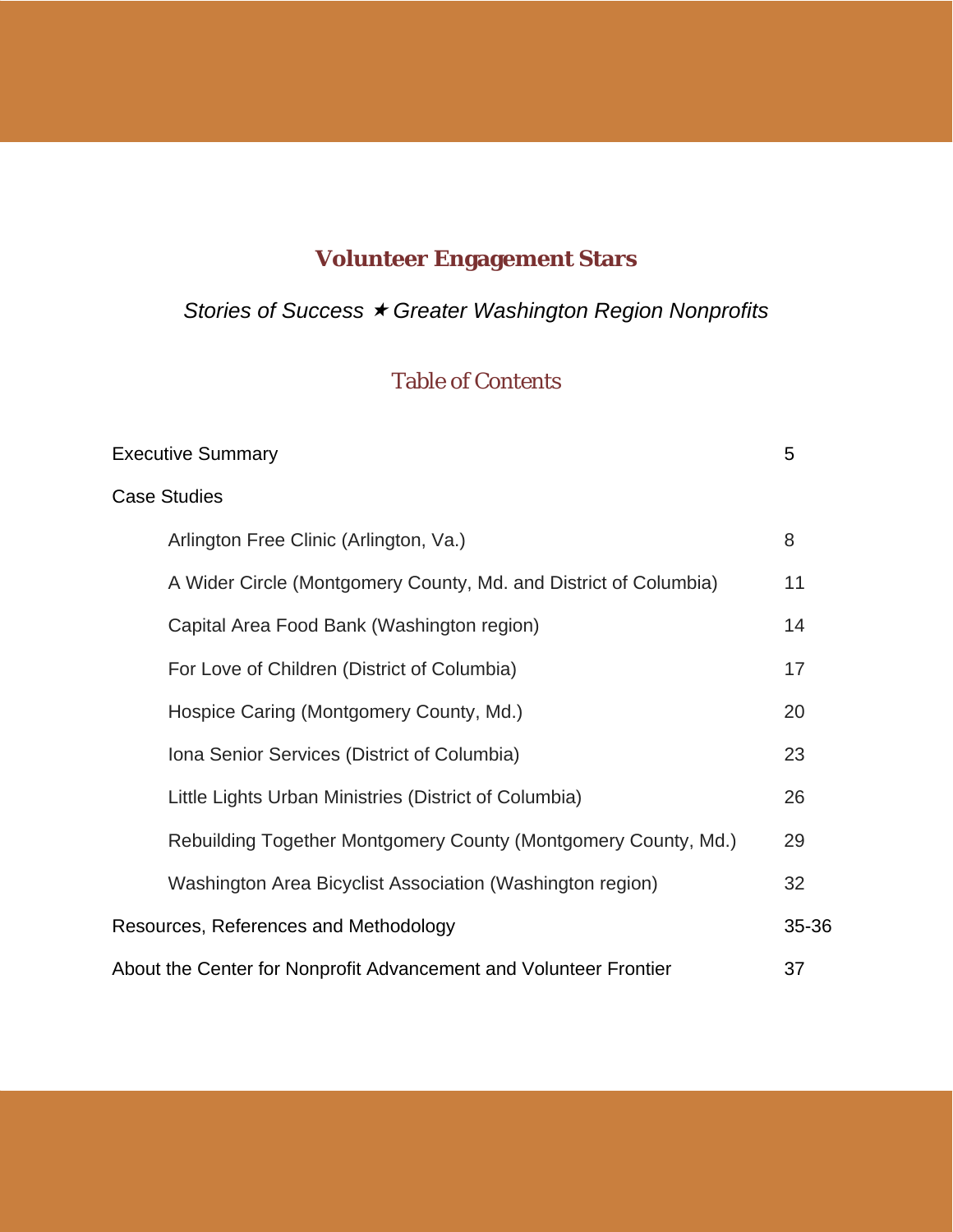# Volunteer Engagement Stars

*Stories of Success ✦ Greater Washington Region Nonprofits*

## Table of Contents

| | |
|---|---|
| Executive Summary | 5 |
| Case Studies | |
| Arlington Free Clinic (Arlington, Va.) | 8 |
| A Wider Circle (Montgomery County, Md. and District of Columbia) | 11 |
| Capital Area Food Bank (Washington region) | 14 |
| For Love of Children (District of Columbia) | 17 |
| Hospice Caring (Montgomery County, Md.) | 20 |
| Iona Senior Services (District of Columbia) | 23 |
| Little Lights Urban Ministries (District of Columbia) | 26 |
| Rebuilding Together Montgomery County (Montgomery County, Md.) | 29 |
| Washington Area Bicyclist Association (Washington region) | 32 |
| Resources, References and Methodology | 35-36 |
| About the Center for Nonprofit Advancement and Volunteer Frontier | 37 |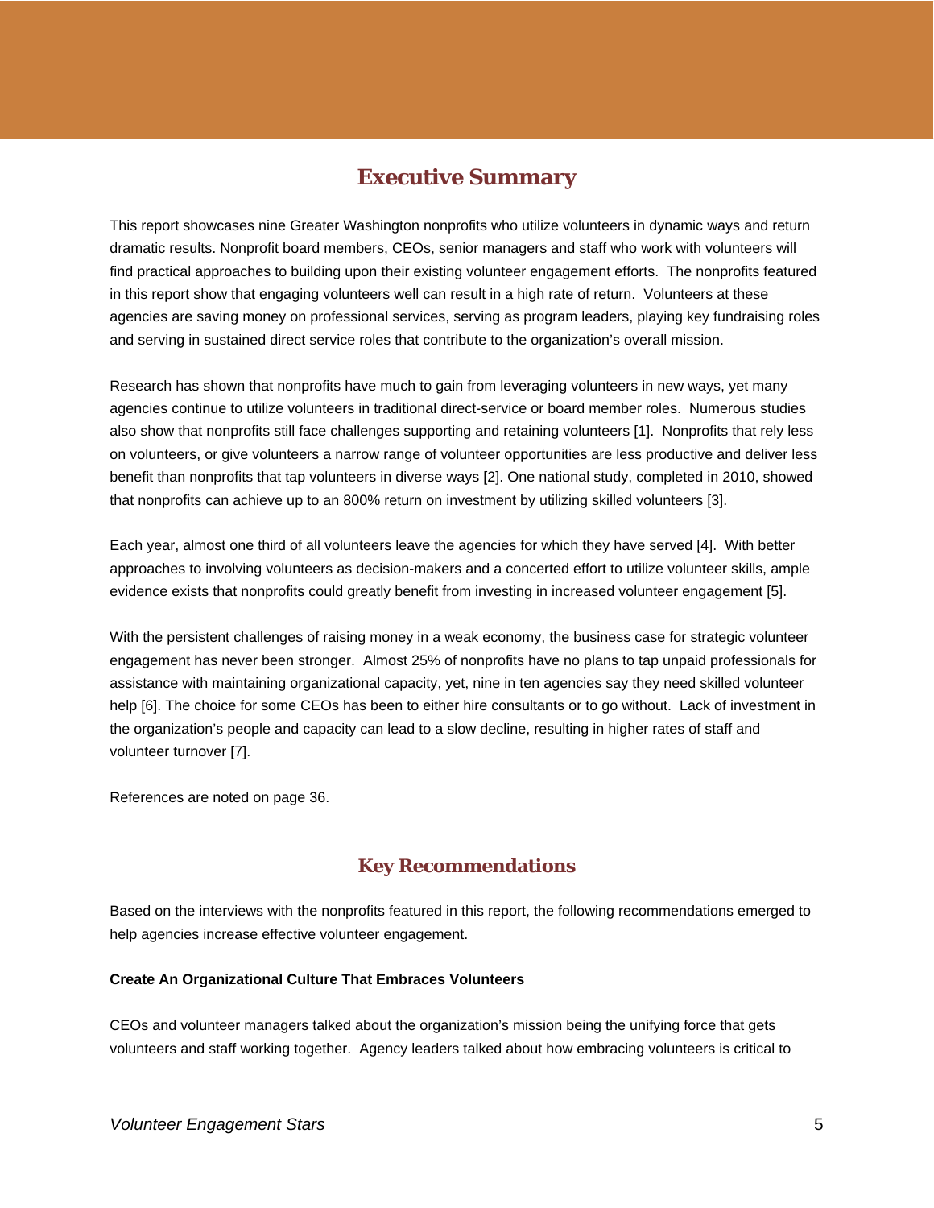## Executive Summary

This report showcases nine Greater Washington nonprofits who utilize volunteers in dynamic ways and return dramatic results. Nonprofit board members, CEOs, senior managers and staff who work with volunteers will find practical approaches to building upon their existing volunteer engagement efforts. The nonprofits featured in this report show that engaging volunteers well can result in a high rate of return. Volunteers at these agencies are saving money on professional services, serving as program leaders, playing key fundraising roles and serving in sustained direct service roles that contribute to the organization's overall mission.

Research has shown that nonprofits have much to gain from leveraging volunteers in new ways, yet many agencies continue to utilize volunteers in traditional direct-service or board member roles. Numerous studies also show that nonprofits still face challenges supporting and retaining volunteers [1]. Nonprofits that rely less on volunteers, or give volunteers a narrow range of volunteer opportunities are less productive and deliver less benefit than nonprofits that tap volunteers in diverse ways [2]. One national study, completed in 2010, showed that nonprofits can achieve up to an 800% return on investment by utilizing skilled volunteers [3].

Each year, almost one third of all volunteers leave the agencies for which they have served [4]. With better approaches to involving volunteers as decision-makers and a concerted effort to utilize volunteer skills, ample evidence exists that nonprofits could greatly benefit from investing in increased volunteer engagement [5].

With the persistent challenges of raising money in a weak economy, the business case for strategic volunteer engagement has never been stronger. Almost 25% of nonprofits have no plans to tap unpaid professionals for assistance with maintaining organizational capacity, yet, nine in ten agencies say they need skilled volunteer help [6]. The choice for some CEOs has been to either hire consultants or to go without. Lack of investment in the organization's people and capacity can lead to a slow decline, resulting in higher rates of staff and volunteer turnover [7].

References are noted on page 36.

## Key Recommendations

Based on the interviews with the nonprofits featured in this report, the following recommendations emerged to help agencies increase effective volunteer engagement.

**Create An Organizational Culture That Embraces Volunteers**

CEOs and volunteer managers talked about the organization's mission being the unifying force that gets volunteers and staff working together. Agency leaders talked about how embracing volunteers is critical to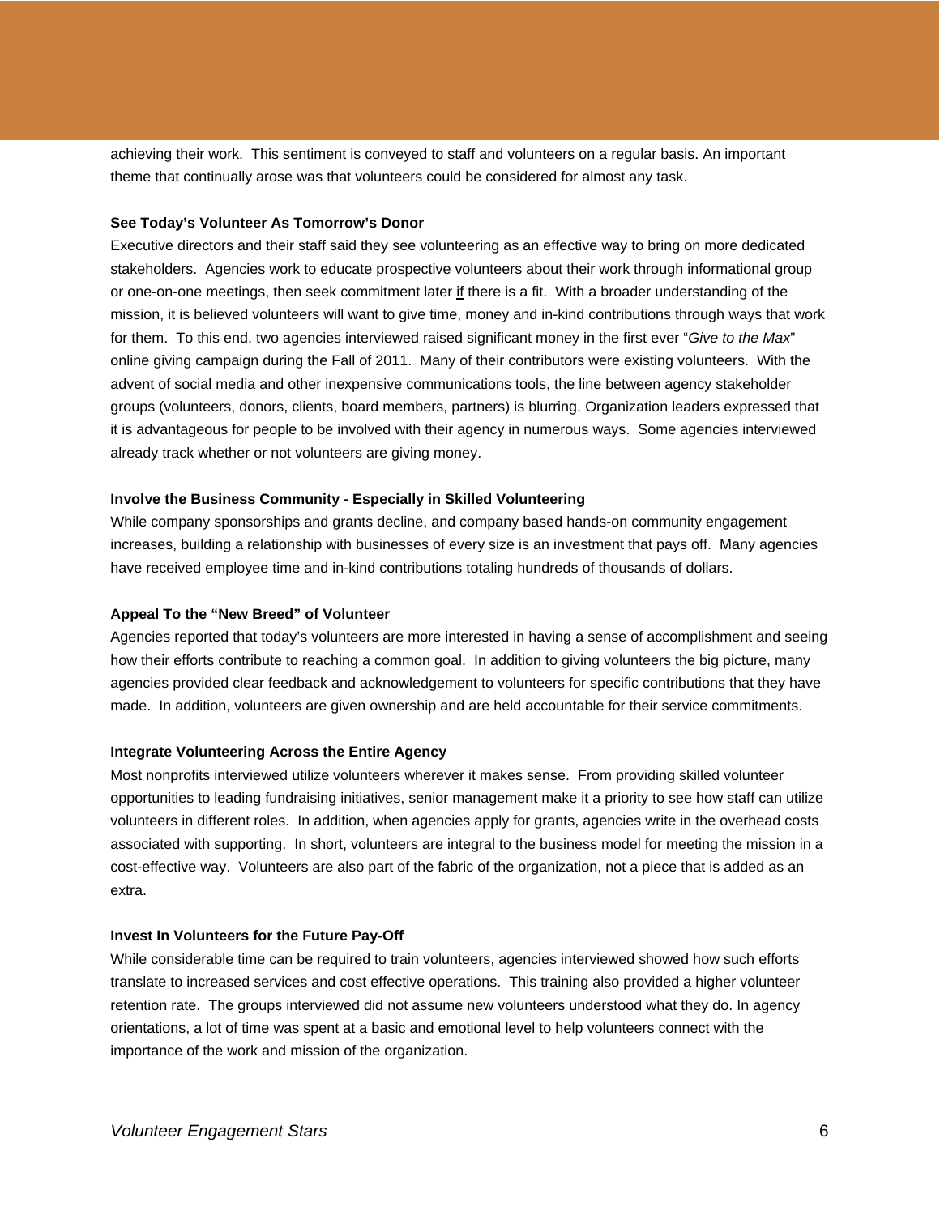achieving their work. This sentiment is conveyed to staff and volunteers on a regular basis. An important theme that continually arose was that volunteers could be considered for almost any task.

**See Today's Volunteer As Tomorrow's Donor**

Executive directors and their staff said they see volunteering as an effective way to bring on more dedicated stakeholders. Agencies work to educate prospective volunteers about their work through informational group or one-on-one meetings, then seek commitment later <u>if</u> there is a fit. With a broader understanding of the mission, it is believed volunteers will want to give time, money and in-kind contributions through ways that work for them. To this end, two agencies interviewed raised significant money in the first ever "*Give to the Max*" online giving campaign during the Fall of 2011. Many of their contributors were existing volunteers. With the advent of social media and other inexpensive communications tools, the line between agency stakeholder groups (volunteers, donors, clients, board members, partners) is blurring. Organization leaders expressed that it is advantageous for people to be involved with their agency in numerous ways. Some agencies interviewed already track whether or not volunteers are giving money.

**Involve the Business Community - Especially in Skilled Volunteering**

While company sponsorships and grants decline, and company based hands-on community engagement increases, building a relationship with businesses of every size is an investment that pays off. Many agencies have received employee time and in-kind contributions totaling hundreds of thousands of dollars.

**Appeal To the "New Breed" of Volunteer**

Agencies reported that today's volunteers are more interested in having a sense of accomplishment and seeing how their efforts contribute to reaching a common goal. In addition to giving volunteers the big picture, many agencies provided clear feedback and acknowledgement to volunteers for specific contributions that they have made. In addition, volunteers are given ownership and are held accountable for their service commitments.

**Integrate Volunteering Across the Entire Agency**

Most nonprofits interviewed utilize volunteers wherever it makes sense. From providing skilled volunteer opportunities to leading fundraising initiatives, senior management make it a priority to see how staff can utilize volunteers in different roles. In addition, when agencies apply for grants, agencies write in the overhead costs associated with supporting. In short, volunteers are integral to the business model for meeting the mission in a cost-effective way. Volunteers are also part of the fabric of the organization, not a piece that is added as an extra.

**Invest In Volunteers for the Future Pay-Off**

While considerable time can be required to train volunteers, agencies interviewed showed how such efforts translate to increased services and cost effective operations. This training also provided a higher volunteer retention rate. The groups interviewed did not assume new volunteers understood what they do. In agency orientations, a lot of time was spent at a basic and emotional level to help volunteers connect with the importance of the work and mission of the organization.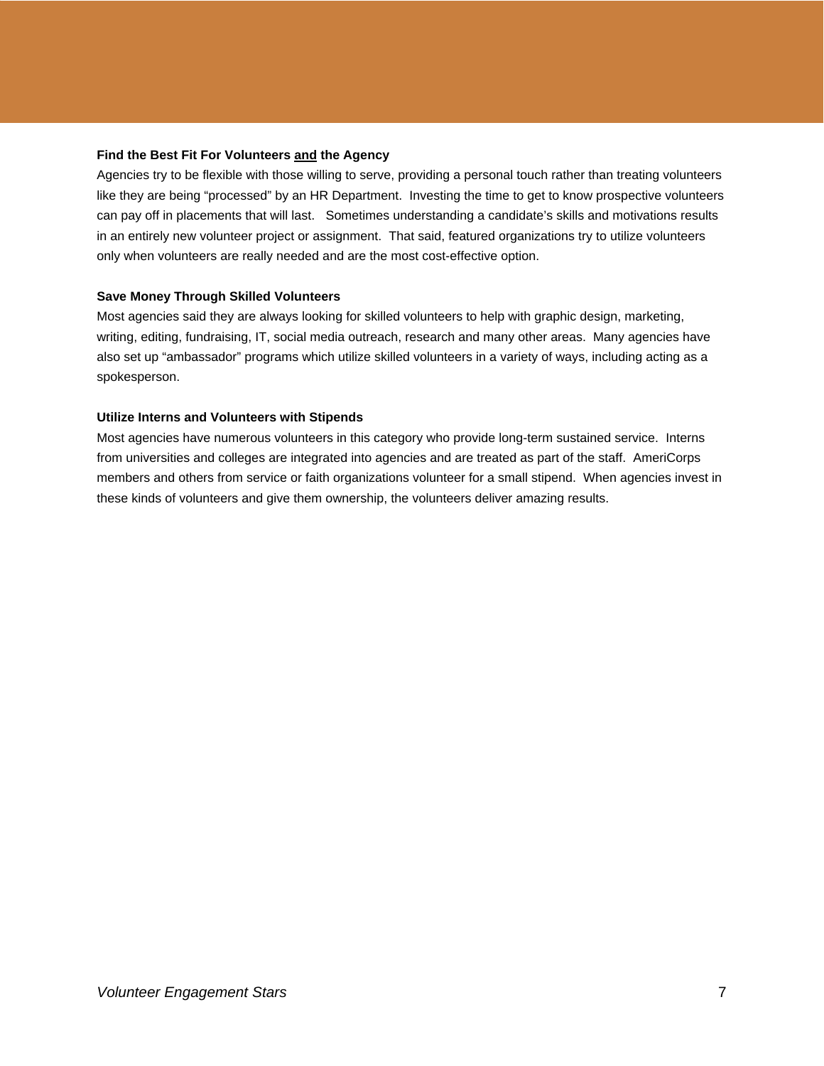**Find the Best Fit For Volunteers and the Agency**

Agencies try to be flexible with those willing to serve, providing a personal touch rather than treating volunteers like they are being "processed" by an HR Department. Investing the time to get to know prospective volunteers can pay off in placements that will last. Sometimes understanding a candidate's skills and motivations results in an entirely new volunteer project or assignment. That said, featured organizations try to utilize volunteers only when volunteers are really needed and are the most cost-effective option.

**Save Money Through Skilled Volunteers**

Most agencies said they are always looking for skilled volunteers to help with graphic design, marketing, writing, editing, fundraising, IT, social media outreach, research and many other areas. Many agencies have also set up "ambassador" programs which utilize skilled volunteers in a variety of ways, including acting as a spokesperson.

**Utilize Interns and Volunteers with Stipends**

Most agencies have numerous volunteers in this category who provide long-term sustained service. Interns from universities and colleges are integrated into agencies and are treated as part of the staff. AmeriCorps members and others from service or faith organizations volunteer for a small stipend. When agencies invest in these kinds of volunteers and give them ownership, the volunteers deliver amazing results.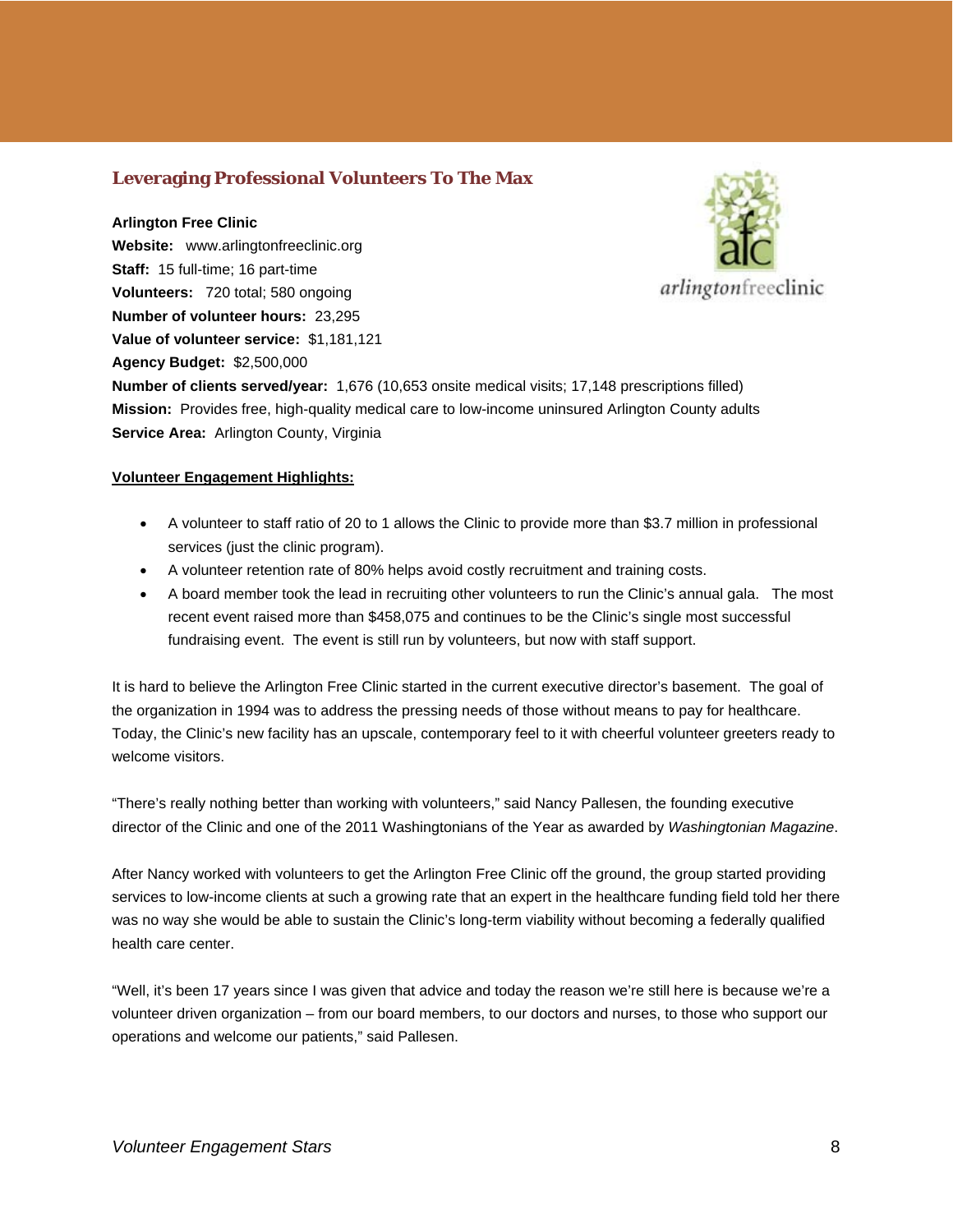## Leveraging Professional Volunteers To The Max

**Arlington Free Clinic**
**Website:** www.arlingtonfreeclinic.org
**Staff:** 15 full-time; 16 part-time
**Volunteers:** 720 total; 580 ongoing
**Number of volunteer hours:** 23,295
**Value of volunteer service:** $1,181,121
**Agency Budget:** $2,500,000
**Number of clients served/year:** 1,676 (10,653 onsite medical visits; 17,148 prescriptions filled)
**Mission:** Provides free, high-quality medical care to low-income uninsured Arlington County adults
**Service Area:** Arlington County, Virginia

**Volunteer Engagement Highlights:**

- A volunteer to staff ratio of 20 to 1 allows the Clinic to provide more than $3.7 million in professional services (just the clinic program).
- A volunteer retention rate of 80% helps avoid costly recruitment and training costs.
- A board member took the lead in recruiting other volunteers to run the Clinic's annual gala. The most recent event raised more than $458,075 and continues to be the Clinic's single most successful fundraising event. The event is still run by volunteers, but now with staff support.

It is hard to believe the Arlington Free Clinic started in the current executive director's basement. The goal of the organization in 1994 was to address the pressing needs of those without means to pay for healthcare. Today, the Clinic's new facility has an upscale, contemporary feel to it with cheerful volunteer greeters ready to welcome visitors.

"There's really nothing better than working with volunteers," said Nancy Pallesen, the founding executive director of the Clinic and one of the 2011 Washingtonians of the Year as awarded by *Washingtonian Magazine*.

After Nancy worked with volunteers to get the Arlington Free Clinic off the ground, the group started providing services to low-income clients at such a growing rate that an expert in the healthcare funding field told her there was no way she would be able to sustain the Clinic's long-term viability without becoming a federally qualified health care center.

"Well, it's been 17 years since I was given that advice and today the reason we're still here is because we're a volunteer driven organization – from our board members, to our doctors and nurses, to those who support our operations and welcome our patients," said Pallesen.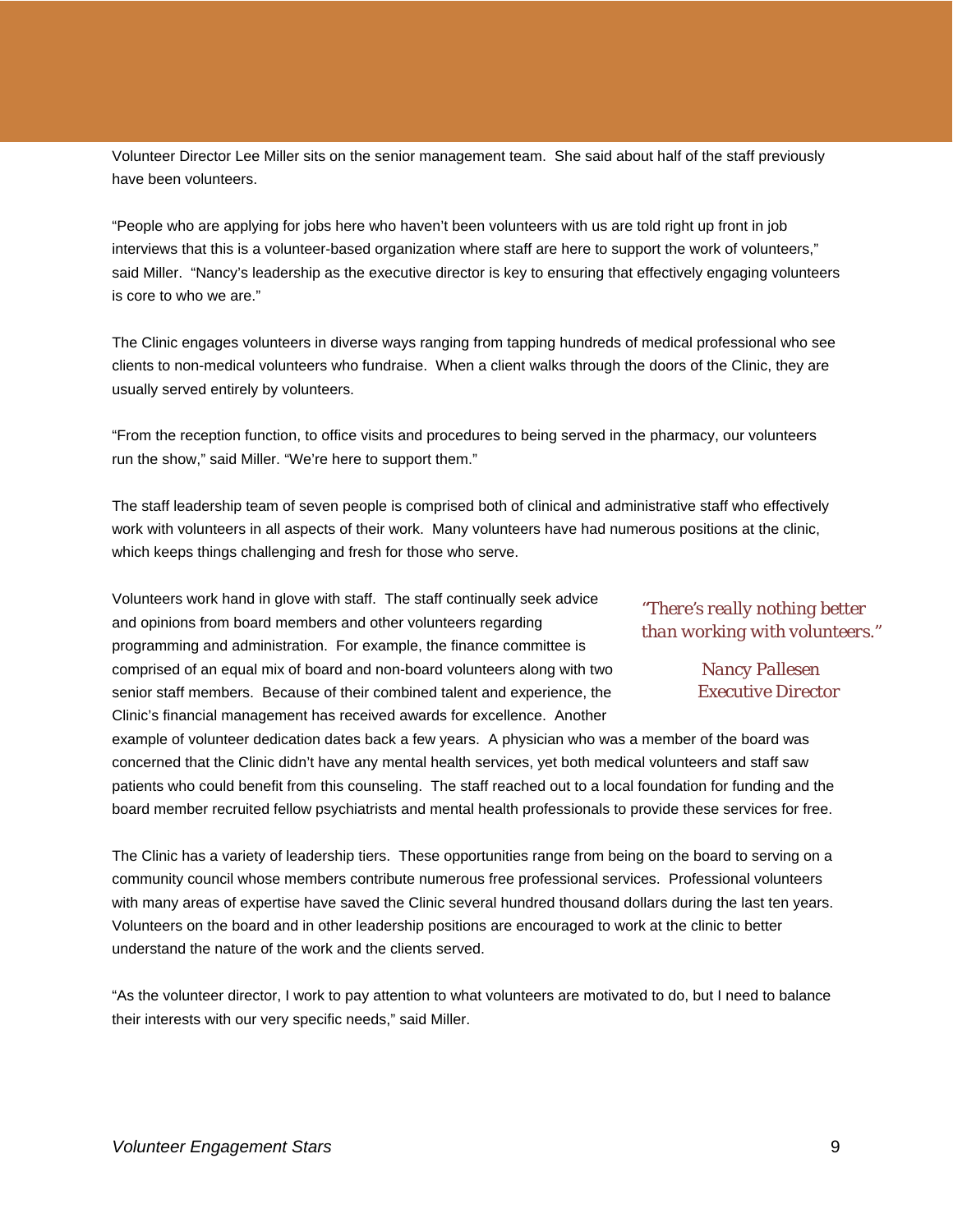Volunteer Director Lee Miller sits on the senior management team. She said about half of the staff previously have been volunteers.

"People who are applying for jobs here who haven't been volunteers with us are told right up front in job interviews that this is a volunteer-based organization where staff are here to support the work of volunteers," said Miller. "Nancy's leadership as the executive director is key to ensuring that effectively engaging volunteers is core to who we are."

The Clinic engages volunteers in diverse ways ranging from tapping hundreds of medical professional who see clients to non-medical volunteers who fundraise. When a client walks through the doors of the Clinic, they are usually served entirely by volunteers.

"From the reception function, to office visits and procedures to being served in the pharmacy, our volunteers run the show," said Miller. "We're here to support them."

The staff leadership team of seven people is comprised both of clinical and administrative staff who effectively work with volunteers in all aspects of their work. Many volunteers have had numerous positions at the clinic, which keeps things challenging and fresh for those who serve.

> *"There's really nothing better than working with volunteers."*
>
> *Nancy Pallesen*
> *Executive Director*

Volunteers work hand in glove with staff. The staff continually seek advice and opinions from board members and other volunteers regarding programming and administration. For example, the finance committee is comprised of an equal mix of board and non-board volunteers along with two senior staff members. Because of their combined talent and experience, the Clinic's financial management has received awards for excellence. Another example of volunteer dedication dates back a few years. A physician who was a member of the board was concerned that the Clinic didn't have any mental health services, yet both medical volunteers and staff saw patients who could benefit from this counseling. The staff reached out to a local foundation for funding and the board member recruited fellow psychiatrists and mental health professionals to provide these services for free.

The Clinic has a variety of leadership tiers. These opportunities range from being on the board to serving on a community council whose members contribute numerous free professional services. Professional volunteers with many areas of expertise have saved the Clinic several hundred thousand dollars during the last ten years. Volunteers on the board and in other leadership positions are encouraged to work at the clinic to better understand the nature of the work and the clients served.

"As the volunteer director, I work to pay attention to what volunteers are motivated to do, but I need to balance their interests with our very specific needs," said Miller.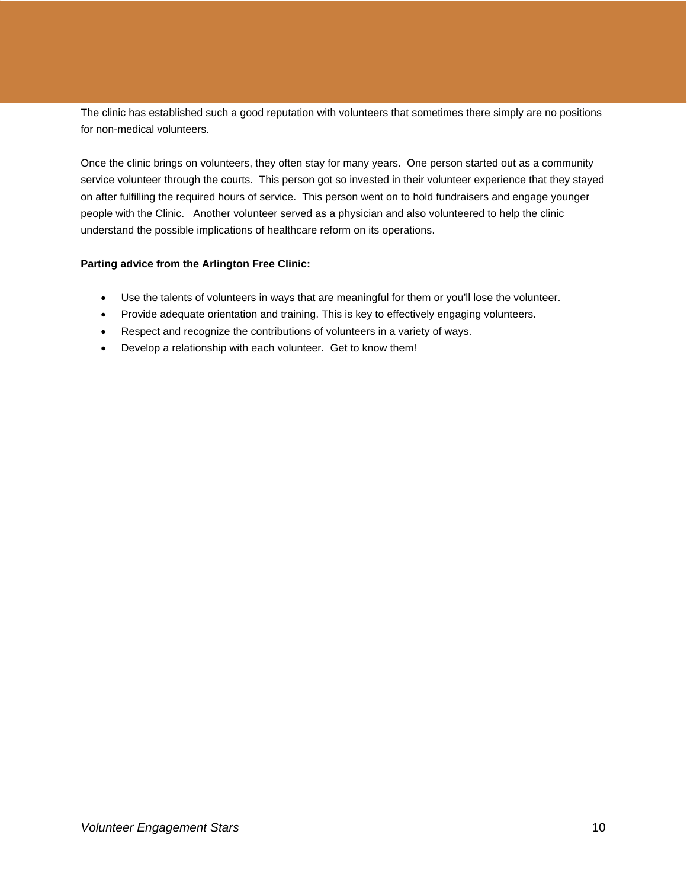The clinic has established such a good reputation with volunteers that sometimes there simply are no positions for non-medical volunteers.

Once the clinic brings on volunteers, they often stay for many years. One person started out as a community service volunteer through the courts. This person got so invested in their volunteer experience that they stayed on after fulfilling the required hours of service. This person went on to hold fundraisers and engage younger people with the Clinic. Another volunteer served as a physician and also volunteered to help the clinic understand the possible implications of healthcare reform on its operations.

**Parting advice from the Arlington Free Clinic:**

- Use the talents of volunteers in ways that are meaningful for them or you'll lose the volunteer.
- Provide adequate orientation and training. This is key to effectively engaging volunteers.
- Respect and recognize the contributions of volunteers in a variety of ways.
- Develop a relationship with each volunteer. Get to know them!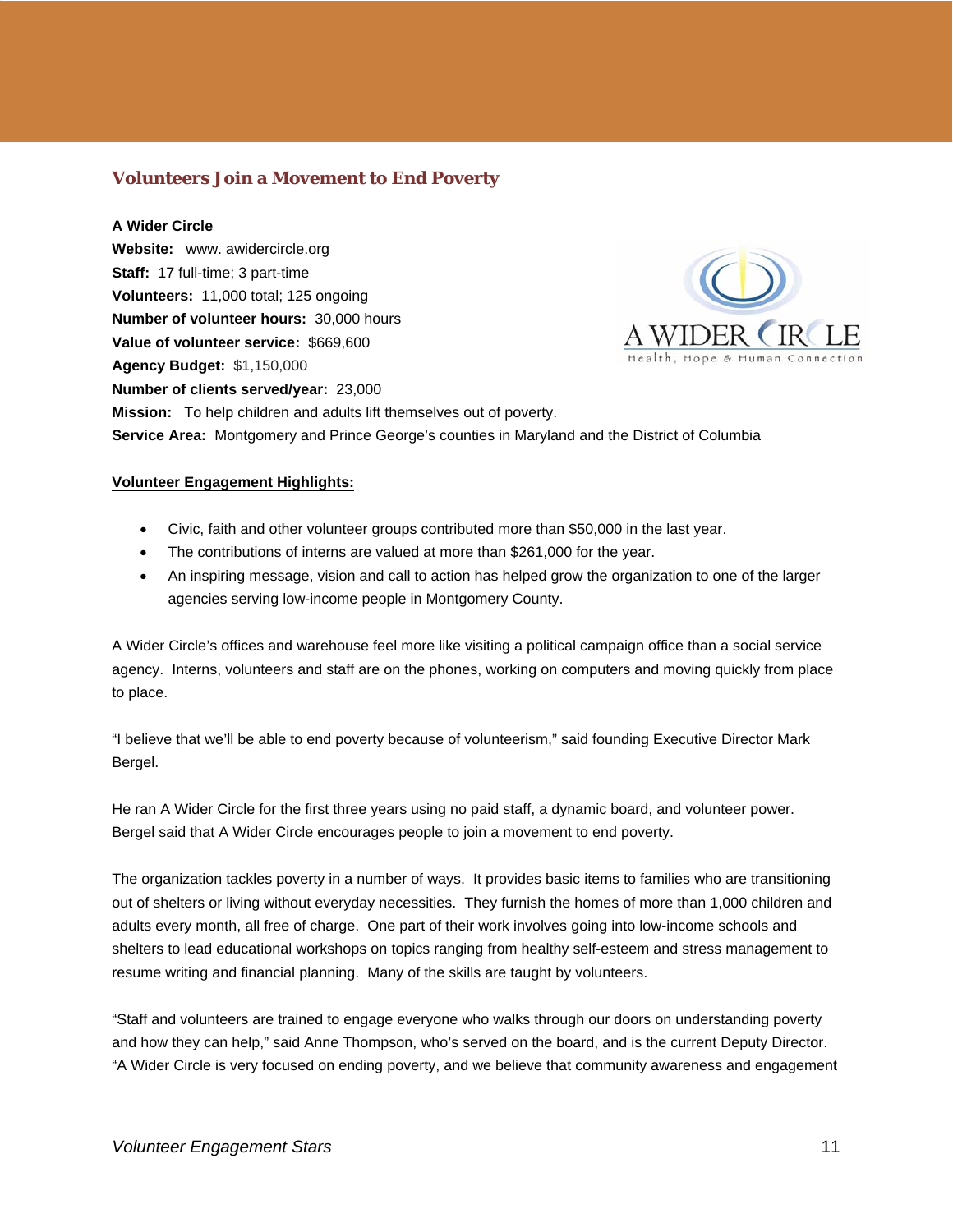## Volunteers Join a Movement to End Poverty

**A Wider Circle**
**Website:** www. awidercircle.org
**Staff:** 17 full-time; 3 part-time
**Volunteers:** 11,000 total; 125 ongoing
**Number of volunteer hours:** 30,000 hours
**Value of volunteer service:** $669,600
**Agency Budget:** $1,150,000
**Number of clients served/year:** 23,000
**Mission:** To help children and adults lift themselves out of poverty.
**Service Area:** Montgomery and Prince George's counties in Maryland and the District of Columbia

**Volunteer Engagement Highlights:**

- Civic, faith and other volunteer groups contributed more than $50,000 in the last year.
- The contributions of interns are valued at more than $261,000 for the year.
- An inspiring message, vision and call to action has helped grow the organization to one of the larger agencies serving low-income people in Montgomery County.

A Wider Circle's offices and warehouse feel more like visiting a political campaign office than a social service agency. Interns, volunteers and staff are on the phones, working on computers and moving quickly from place to place.

"I believe that we'll be able to end poverty because of volunteerism," said founding Executive Director Mark Bergel.

He ran A Wider Circle for the first three years using no paid staff, a dynamic board, and volunteer power. Bergel said that A Wider Circle encourages people to join a movement to end poverty.

The organization tackles poverty in a number of ways. It provides basic items to families who are transitioning out of shelters or living without everyday necessities. They furnish the homes of more than 1,000 children and adults every month, all free of charge. One part of their work involves going into low-income schools and shelters to lead educational workshops on topics ranging from healthy self-esteem and stress management to resume writing and financial planning. Many of the skills are taught by volunteers.

"Staff and volunteers are trained to engage everyone who walks through our doors on understanding poverty and how they can help," said Anne Thompson, who's served on the board, and is the current Deputy Director. "A Wider Circle is very focused on ending poverty, and we believe that community awareness and engagement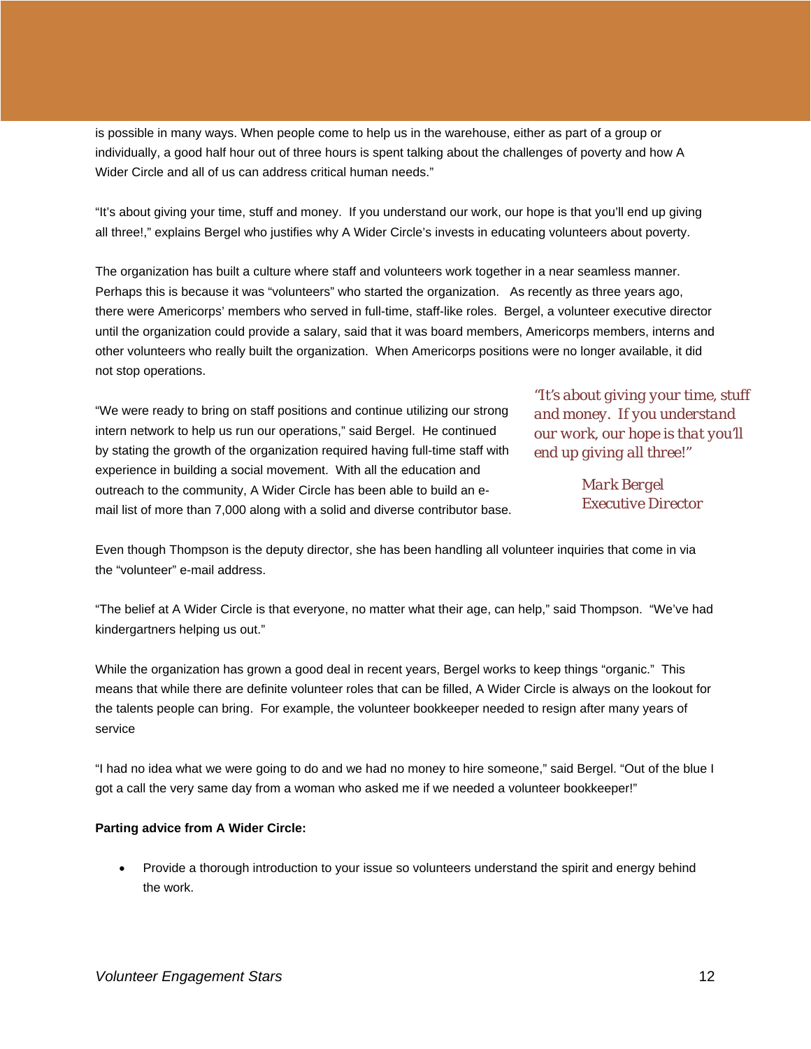is possible in many ways. When people come to help us in the warehouse, either as part of a group or individually, a good half hour out of three hours is spent talking about the challenges of poverty and how A Wider Circle and all of us can address critical human needs."

"It's about giving your time, stuff and money. If you understand our work, our hope is that you'll end up giving all three!," explains Bergel who justifies why A Wider Circle's invests in educating volunteers about poverty.

The organization has built a culture where staff and volunteers work together in a near seamless manner. Perhaps this is because it was "volunteers" who started the organization. As recently as three years ago, there were Americorps' members who served in full-time, staff-like roles. Bergel, a volunteer executive director until the organization could provide a salary, said that it was board members, Americorps members, interns and other volunteers who really built the organization. When Americorps positions were no longer available, it did not stop operations.

"We were ready to bring on staff positions and continue utilizing our strong intern network to help us run our operations," said Bergel. He continued by stating the growth of the organization required having full-time staff with experience in building a social movement. With all the education and outreach to the community, A Wider Circle has been able to build an e-mail list of more than 7,000 along with a solid and diverse contributor base.

> *"It's about giving your time, stuff and money. If you understand our work, our hope is that you'll end up giving all three!"*
>
> *Mark Bergel*
> *Executive Director*

Even though Thompson is the deputy director, she has been handling all volunteer inquiries that come in via the "volunteer" e-mail address.

"The belief at A Wider Circle is that everyone, no matter what their age, can help," said Thompson. "We've had kindergartners helping us out."

While the organization has grown a good deal in recent years, Bergel works to keep things "organic." This means that while there are definite volunteer roles that can be filled, A Wider Circle is always on the lookout for the talents people can bring. For example, the volunteer bookkeeper needed to resign after many years of service

"I had no idea what we were going to do and we had no money to hire someone," said Bergel. "Out of the blue I got a call the very same day from a woman who asked me if we needed a volunteer bookkeeper!"

**Parting advice from A Wider Circle:**

- Provide a thorough introduction to your issue so volunteers understand the spirit and energy behind the work.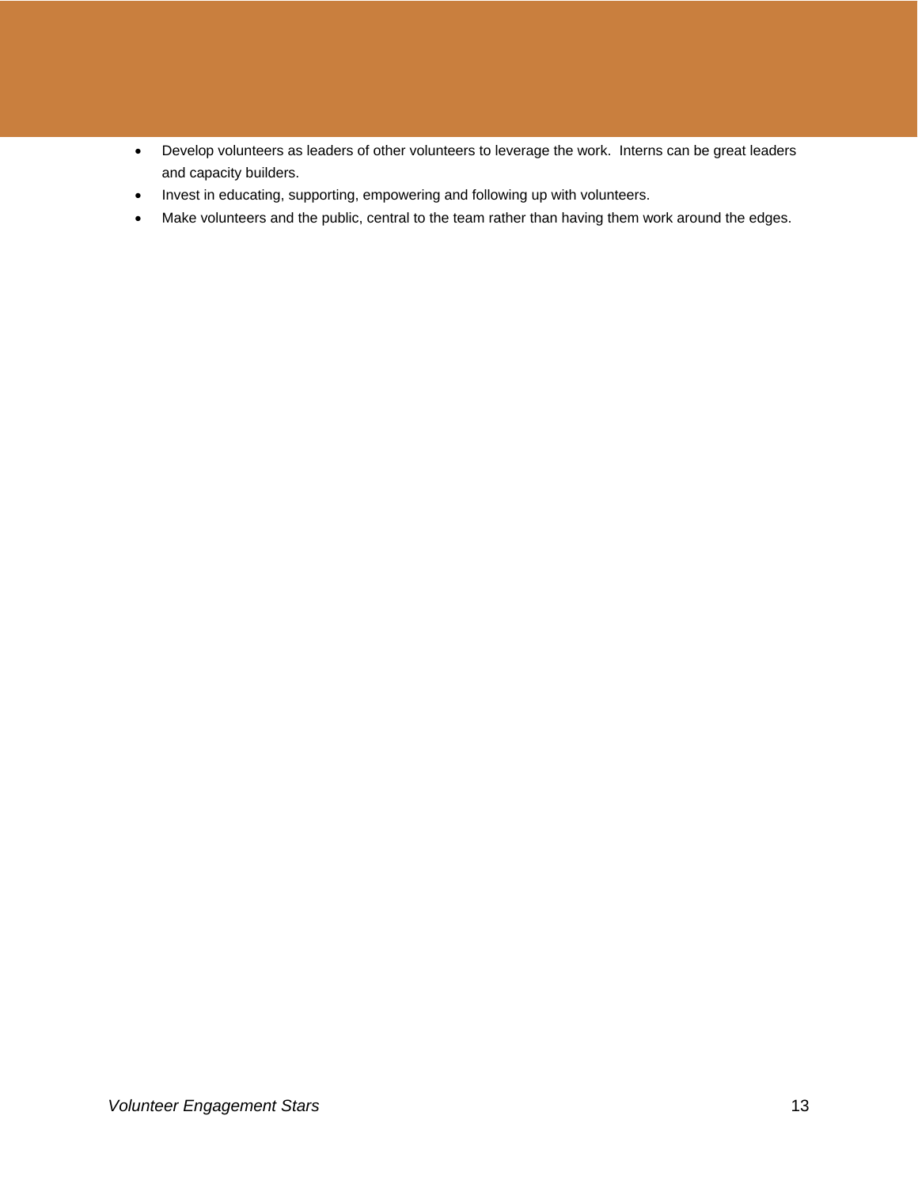- Develop volunteers as leaders of other volunteers to leverage the work.  Interns can be great leaders and capacity builders.
- Invest in educating, supporting, empowering and following up with volunteers.
- Make volunteers and the public, central to the team rather than having them work around the edges.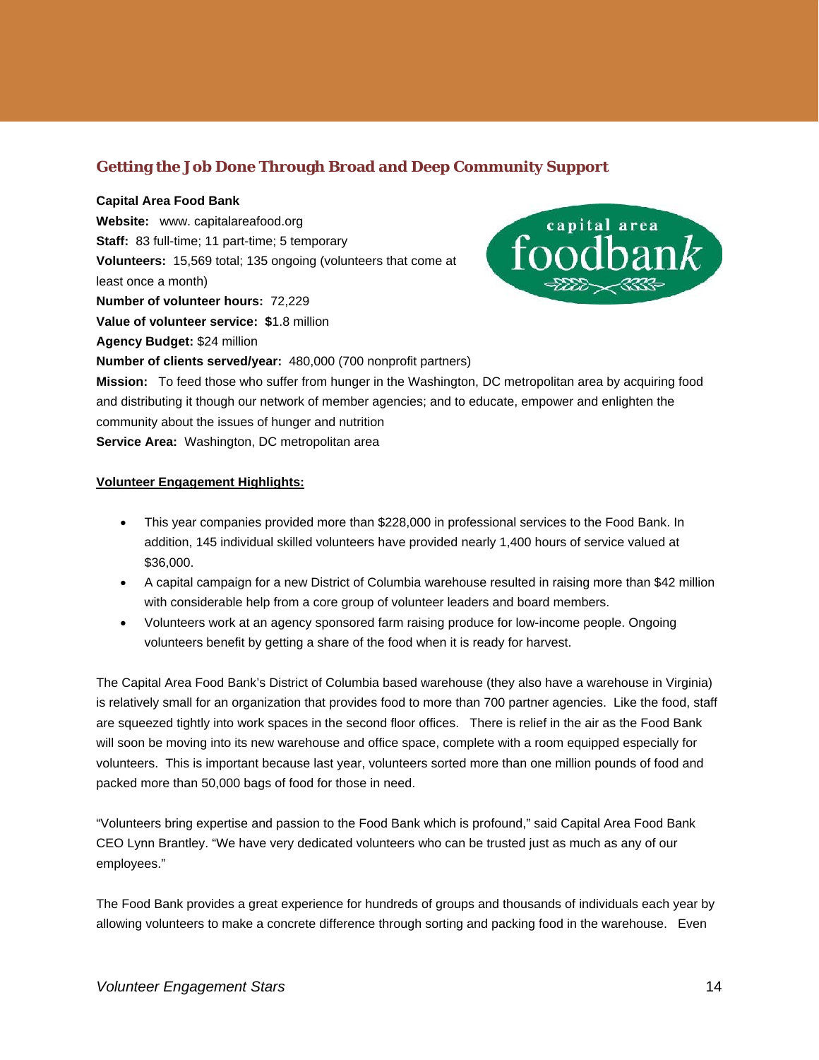## Getting the Job Done Through Broad and Deep Community Support

**Capital Area Food Bank**
**Website:** www. capitalareafood.org
**Staff:** 83 full-time; 11 part-time; 5 temporary
**Volunteers:** 15,569 total; 135 ongoing (volunteers that come at least once a month)
**Number of volunteer hours:** 72,229
**Value of volunteer service:** **$**1.8 million
**Agency Budget:** $24 million
**Number of clients served/year:** 480,000 (700 nonprofit partners)
**Mission:** To feed those who suffer from hunger in the Washington, DC metropolitan area by acquiring food and distributing it though our network of member agencies; and to educate, empower and enlighten the community about the issues of hunger and nutrition
**Service Area:** Washington, DC metropolitan area

**Volunteer Engagement Highlights:**

- This year companies provided more than $228,000 in professional services to the Food Bank. In addition, 145 individual skilled volunteers have provided nearly 1,400 hours of service valued at $36,000.
- A capital campaign for a new District of Columbia warehouse resulted in raising more than $42 million with considerable help from a core group of volunteer leaders and board members.
- Volunteers work at an agency sponsored farm raising produce for low-income people. Ongoing volunteers benefit by getting a share of the food when it is ready for harvest.

The Capital Area Food Bank's District of Columbia based warehouse (they also have a warehouse in Virginia) is relatively small for an organization that provides food to more than 700 partner agencies. Like the food, staff are squeezed tightly into work spaces in the second floor offices. There is relief in the air as the Food Bank will soon be moving into its new warehouse and office space, complete with a room equipped especially for volunteers. This is important because last year, volunteers sorted more than one million pounds of food and packed more than 50,000 bags of food for those in need.

"Volunteers bring expertise and passion to the Food Bank which is profound," said Capital Area Food Bank CEO Lynn Brantley. "We have very dedicated volunteers who can be trusted just as much as any of our employees."

The Food Bank provides a great experience for hundreds of groups and thousands of individuals each year by allowing volunteers to make a concrete difference through sorting and packing food in the warehouse. Even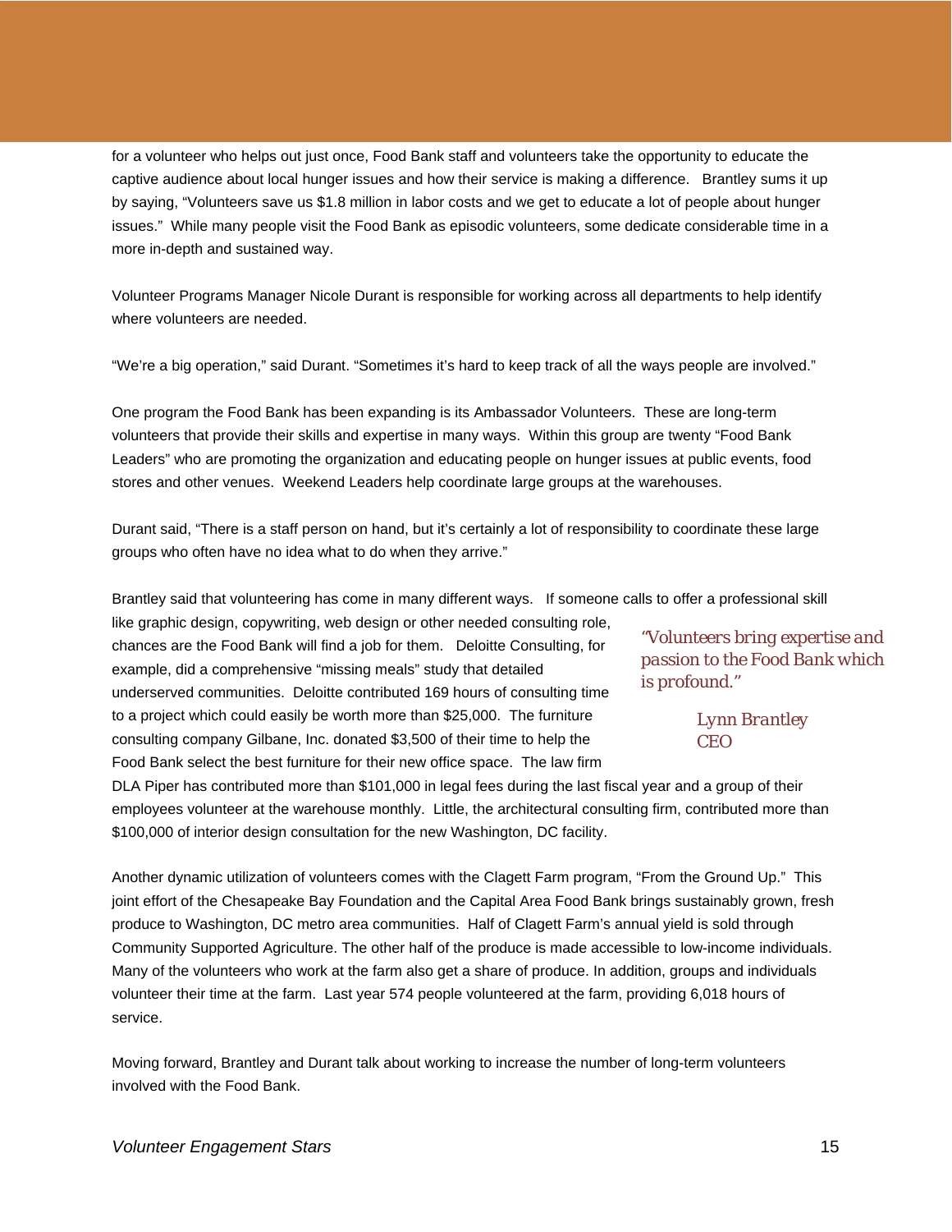for a volunteer who helps out just once, Food Bank staff and volunteers take the opportunity to educate the captive audience about local hunger issues and how their service is making a difference. Brantley sums it up by saying, "Volunteers save us $1.8 million in labor costs and we get to educate a lot of people about hunger issues." While many people visit the Food Bank as episodic volunteers, some dedicate considerable time in a more in-depth and sustained way.

Volunteer Programs Manager Nicole Durant is responsible for working across all departments to help identify where volunteers are needed.

"We're a big operation," said Durant. "Sometimes it's hard to keep track of all the ways people are involved."

One program the Food Bank has been expanding is its Ambassador Volunteers. These are long-term volunteers that provide their skills and expertise in many ways. Within this group are twenty "Food Bank Leaders" who are promoting the organization and educating people on hunger issues at public events, food stores and other venues. Weekend Leaders help coordinate large groups at the warehouses.

Durant said, "There is a staff person on hand, but it's certainly a lot of responsibility to coordinate these large groups who often have no idea what to do when they arrive."

Brantley said that volunteering has come in many different ways. If someone calls to offer a professional skill like graphic design, copywriting, web design or other needed consulting role, chances are the Food Bank will find a job for them. Deloitte Consulting, for example, did a comprehensive "missing meals" study that detailed underserved communities. Deloitte contributed 169 hours of consulting time to a project which could easily be worth more than $25,000. The furniture consulting company Gilbane, Inc. donated $3,500 of their time to help the Food Bank select the best furniture for their new office space. The law firm DLA Piper has contributed more than $101,000 in legal fees during the last fiscal year and a group of their employees volunteer at the warehouse monthly. Little, the architectural consulting firm, contributed more than $100,000 of interior design consultation for the new Washington, DC facility.

> *"Volunteers bring expertise and passion to the Food Bank which is profound."*
>
> *Lynn Brantley*
> *CEO*

Another dynamic utilization of volunteers comes with the Clagett Farm program, "From the Ground Up." This joint effort of the Chesapeake Bay Foundation and the Capital Area Food Bank brings sustainably grown, fresh produce to Washington, DC metro area communities. Half of Clagett Farm's annual yield is sold through Community Supported Agriculture. The other half of the produce is made accessible to low-income individuals. Many of the volunteers who work at the farm also get a share of produce. In addition, groups and individuals volunteer their time at the farm. Last year 574 people volunteered at the farm, providing 6,018 hours of service.

Moving forward, Brantley and Durant talk about working to increase the number of long-term volunteers involved with the Food Bank.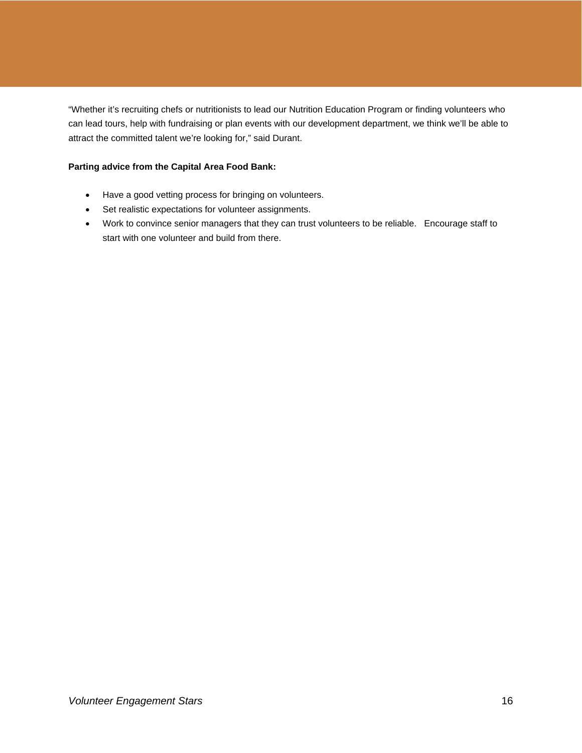"Whether it's recruiting chefs or nutritionists to lead our Nutrition Education Program or finding volunteers who can lead tours, help with fundraising or plan events with our development department, we think we'll be able to attract the committed talent we're looking for," said Durant.

**Parting advice from the Capital Area Food Bank:**

- Have a good vetting process for bringing on volunteers.
- Set realistic expectations for volunteer assignments.
- Work to convince senior managers that they can trust volunteers to be reliable. Encourage staff to start with one volunteer and build from there.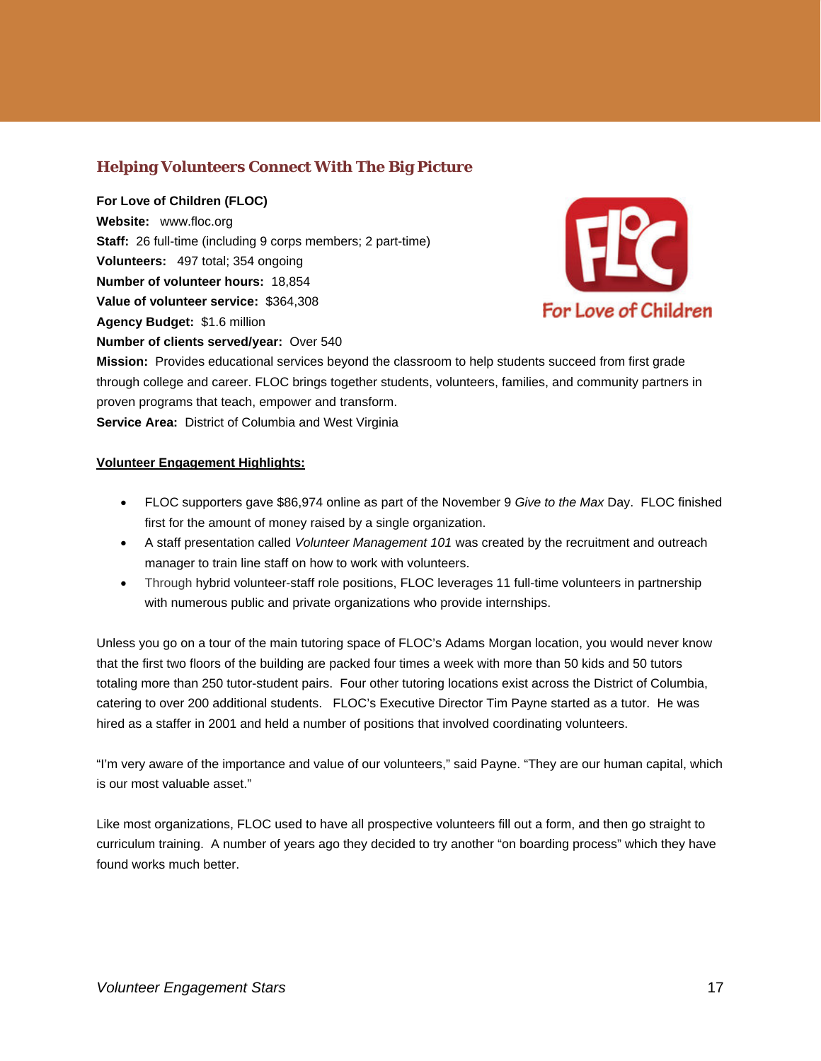## Helping Volunteers Connect With The Big Picture

**For Love of Children (FLOC)**
**Website:** www.floc.org
**Staff:** 26 full-time (including 9 corps members; 2 part-time)
**Volunteers:** 497 total; 354 ongoing
**Number of volunteer hours:** 18,854
**Value of volunteer service:** $364,308
**Agency Budget:** $1.6 million
**Number of clients served/year:** Over 540
**Mission:** Provides educational services beyond the classroom to help students succeed from first grade through college and career. FLOC brings together students, volunteers, families, and community partners in proven programs that teach, empower and transform.
**Service Area:** District of Columbia and West Virginia

**Volunteer Engagement Highlights:**

- FLOC supporters gave $86,974 online as part of the November 9 *Give to the Max* Day. FLOC finished first for the amount of money raised by a single organization.
- A staff presentation called *Volunteer Management 101* was created by the recruitment and outreach manager to train line staff on how to work with volunteers.
- Through hybrid volunteer-staff role positions, FLOC leverages 11 full-time volunteers in partnership with numerous public and private organizations who provide internships.

Unless you go on a tour of the main tutoring space of FLOC's Adams Morgan location, you would never know that the first two floors of the building are packed four times a week with more than 50 kids and 50 tutors totaling more than 250 tutor-student pairs. Four other tutoring locations exist across the District of Columbia, catering to over 200 additional students. FLOC's Executive Director Tim Payne started as a tutor. He was hired as a staffer in 2001 and held a number of positions that involved coordinating volunteers.

"I'm very aware of the importance and value of our volunteers," said Payne. "They are our human capital, which is our most valuable asset."

Like most organizations, FLOC used to have all prospective volunteers fill out a form, and then go straight to curriculum training. A number of years ago they decided to try another "on boarding process" which they have found works much better.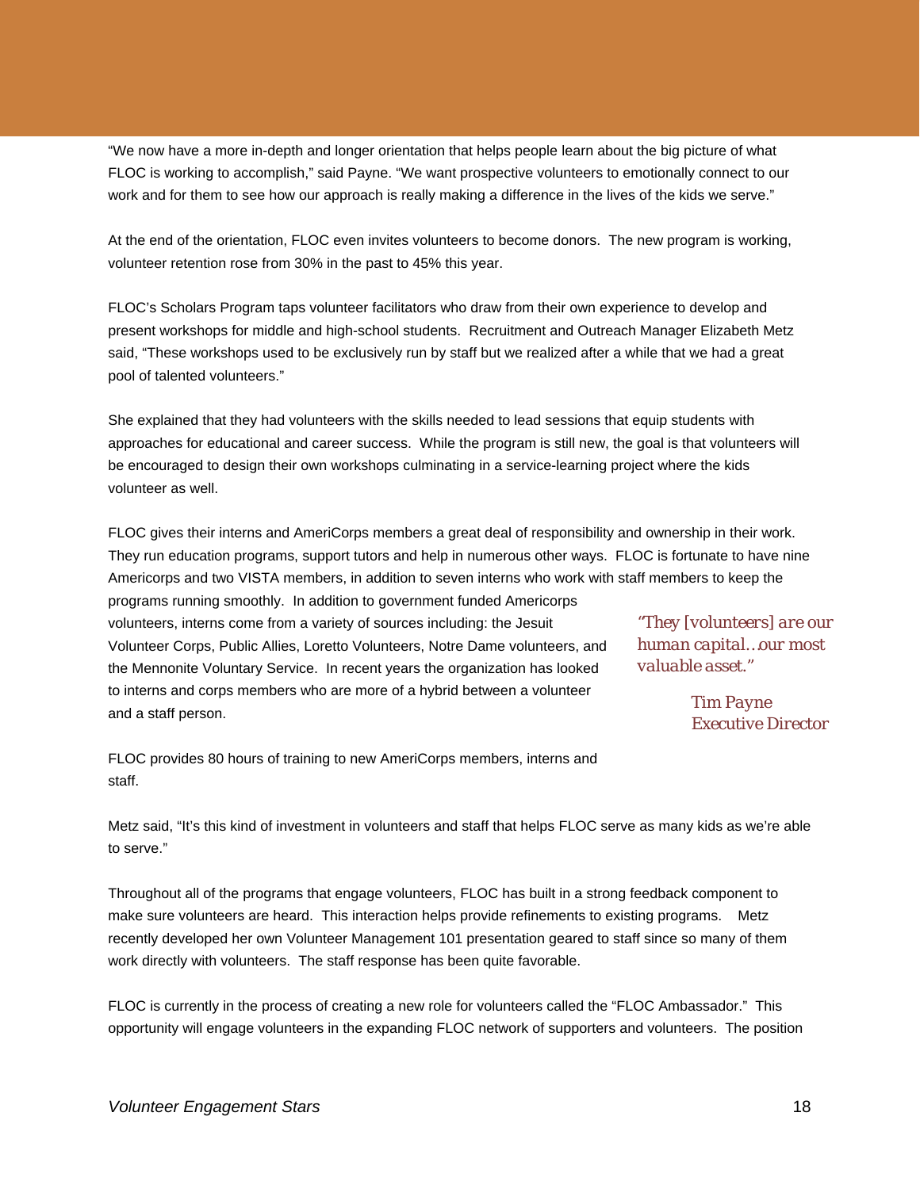"We now have a more in-depth and longer orientation that helps people learn about the big picture of what FLOC is working to accomplish," said Payne. "We want prospective volunteers to emotionally connect to our work and for them to see how our approach is really making a difference in the lives of the kids we serve."

At the end of the orientation, FLOC even invites volunteers to become donors. The new program is working, volunteer retention rose from 30% in the past to 45% this year.

FLOC's Scholars Program taps volunteer facilitators who draw from their own experience to develop and present workshops for middle and high-school students. Recruitment and Outreach Manager Elizabeth Metz said, "These workshops used to be exclusively run by staff but we realized after a while that we had a great pool of talented volunteers."

She explained that they had volunteers with the skills needed to lead sessions that equip students with approaches for educational and career success. While the program is still new, the goal is that volunteers will be encouraged to design their own workshops culminating in a service-learning project where the kids volunteer as well.

FLOC gives their interns and AmeriCorps members a great deal of responsibility and ownership in their work. They run education programs, support tutors and help in numerous other ways. FLOC is fortunate to have nine Americorps and two VISTA members, in addition to seven interns who work with staff members to keep the programs running smoothly. In addition to government funded Americorps volunteers, interns come from a variety of sources including: the Jesuit Volunteer Corps, Public Allies, Loretto Volunteers, Notre Dame volunteers, and the Mennonite Voluntary Service. In recent years the organization has looked to interns and corps members who are more of a hybrid between a volunteer and a staff person.

> *"They [volunteers] are our human capital…our most valuable asset."*
>
> *Tim Payne*
> *Executive Director*

FLOC provides 80 hours of training to new AmeriCorps members, interns and staff.

Metz said, "It's this kind of investment in volunteers and staff that helps FLOC serve as many kids as we're able to serve."

Throughout all of the programs that engage volunteers, FLOC has built in a strong feedback component to make sure volunteers are heard. This interaction helps provide refinements to existing programs. Metz recently developed her own Volunteer Management 101 presentation geared to staff since so many of them work directly with volunteers. The staff response has been quite favorable.

FLOC is currently in the process of creating a new role for volunteers called the "FLOC Ambassador." This opportunity will engage volunteers in the expanding FLOC network of supporters and volunteers. The position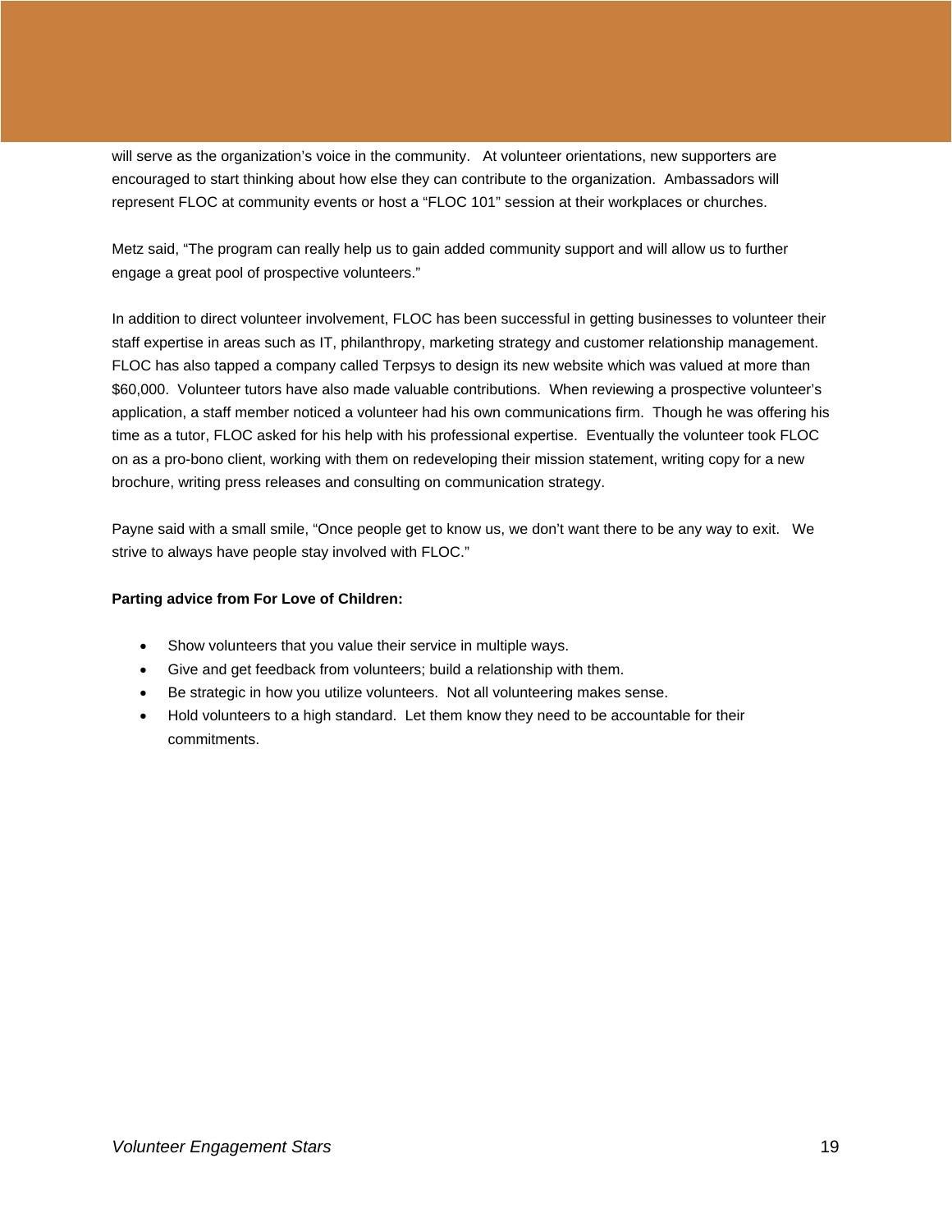will serve as the organization's voice in the community. At volunteer orientations, new supporters are encouraged to start thinking about how else they can contribute to the organization. Ambassadors will represent FLOC at community events or host a "FLOC 101" session at their workplaces or churches.

Metz said, "The program can really help us to gain added community support and will allow us to further engage a great pool of prospective volunteers."

In addition to direct volunteer involvement, FLOC has been successful in getting businesses to volunteer their staff expertise in areas such as IT, philanthropy, marketing strategy and customer relationship management. FLOC has also tapped a company called Terpsys to design its new website which was valued at more than $60,000. Volunteer tutors have also made valuable contributions. When reviewing a prospective volunteer's application, a staff member noticed a volunteer had his own communications firm. Though he was offering his time as a tutor, FLOC asked for his help with his professional expertise. Eventually the volunteer took FLOC on as a pro-bono client, working with them on redeveloping their mission statement, writing copy for a new brochure, writing press releases and consulting on communication strategy.

Payne said with a small smile, "Once people get to know us, we don't want there to be any way to exit. We strive to always have people stay involved with FLOC."

**Parting advice from For Love of Children:**

- Show volunteers that you value their service in multiple ways.
- Give and get feedback from volunteers; build a relationship with them.
- Be strategic in how you utilize volunteers. Not all volunteering makes sense.
- Hold volunteers to a high standard. Let them know they need to be accountable for their commitments.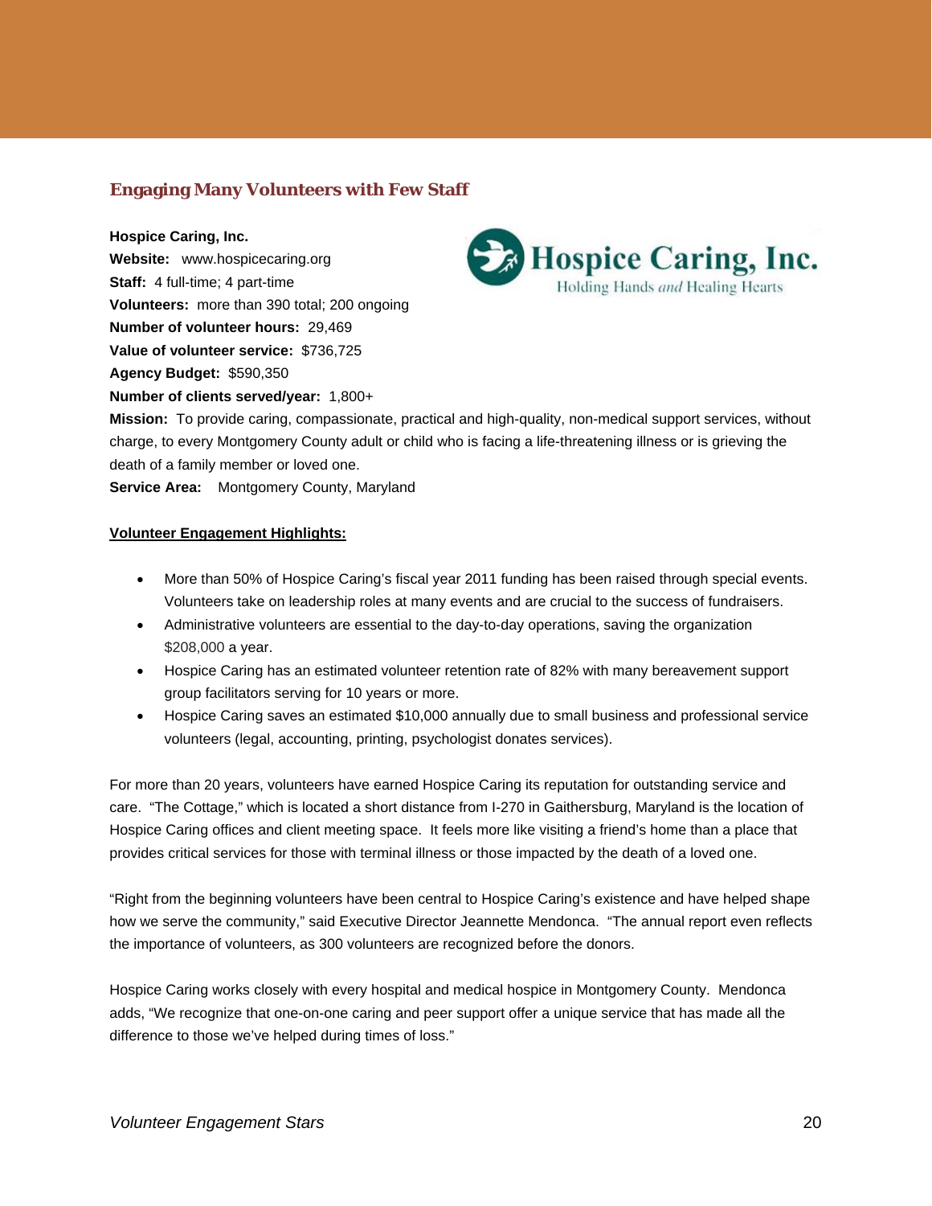## Engaging Many Volunteers with Few Staff

**Hospice Caring, Inc.**
**Website:** www.hospicecaring.org
**Staff:** 4 full-time; 4 part-time
**Volunteers:** more than 390 total; 200 ongoing
**Number of volunteer hours:** 29,469
**Value of volunteer service:** $736,725
**Agency Budget:** $590,350
**Number of clients served/year:** 1,800+
**Mission:** To provide caring, compassionate, practical and high-quality, non-medical support services, without charge, to every Montgomery County adult or child who is facing a life-threatening illness or is grieving the death of a family member or loved one.
**Service Area:** Montgomery County, Maryland

**Volunteer Engagement Highlights:**

- More than 50% of Hospice Caring's fiscal year 2011 funding has been raised through special events. Volunteers take on leadership roles at many events and are crucial to the success of fundraisers.
- Administrative volunteers are essential to the day-to-day operations, saving the organization $208,000 a year.
- Hospice Caring has an estimated volunteer retention rate of 82% with many bereavement support group facilitators serving for 10 years or more.
- Hospice Caring saves an estimated $10,000 annually due to small business and professional service volunteers (legal, accounting, printing, psychologist donates services).

For more than 20 years, volunteers have earned Hospice Caring its reputation for outstanding service and care. "The Cottage," which is located a short distance from I-270 in Gaithersburg, Maryland is the location of Hospice Caring offices and client meeting space. It feels more like visiting a friend's home than a place that provides critical services for those with terminal illness or those impacted by the death of a loved one.

"Right from the beginning volunteers have been central to Hospice Caring's existence and have helped shape how we serve the community," said Executive Director Jeannette Mendonca. "The annual report even reflects the importance of volunteers, as 300 volunteers are recognized before the donors.

Hospice Caring works closely with every hospital and medical hospice in Montgomery County. Mendonca adds, "We recognize that one-on-one caring and peer support offer a unique service that has made all the difference to those we've helped during times of loss."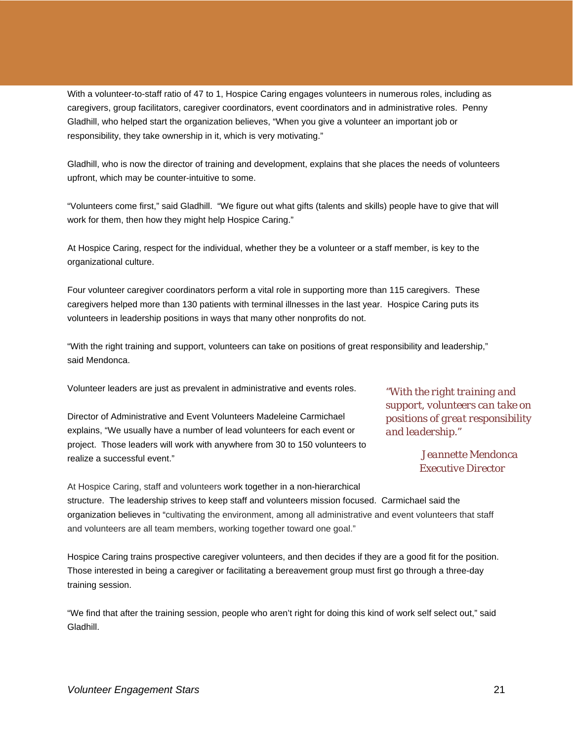With a volunteer-to-staff ratio of 47 to 1, Hospice Caring engages volunteers in numerous roles, including as caregivers, group facilitators, caregiver coordinators, event coordinators and in administrative roles. Penny Gladhill, who helped start the organization believes, "When you give a volunteer an important job or responsibility, they take ownership in it, which is very motivating."

Gladhill, who is now the director of training and development, explains that she places the needs of volunteers upfront, which may be counter-intuitive to some.

"Volunteers come first," said Gladhill. "We figure out what gifts (talents and skills) people have to give that will work for them, then how they might help Hospice Caring."

At Hospice Caring, respect for the individual, whether they be a volunteer or a staff member, is key to the organizational culture.

Four volunteer caregiver coordinators perform a vital role in supporting more than 115 caregivers. These caregivers helped more than 130 patients with terminal illnesses in the last year. Hospice Caring puts its volunteers in leadership positions in ways that many other nonprofits do not.

"With the right training and support, volunteers can take on positions of great responsibility and leadership," said Mendonca.

Volunteer leaders are just as prevalent in administrative and events roles.

Director of Administrative and Event Volunteers Madeleine Carmichael explains, "We usually have a number of lead volunteers for each event or project. Those leaders will work with anywhere from 30 to 150 volunteers to realize a successful event."

> *"With the right training and support, volunteers can take on positions of great responsibility and leadership."*
>
> *Jeannette Mendonca*
> *Executive Director*

At Hospice Caring, staff and volunteers work together in a non-hierarchical structure. The leadership strives to keep staff and volunteers mission focused. Carmichael said the organization believes in "cultivating the environment, among all administrative and event volunteers that staff and volunteers are all team members, working together toward one goal."

Hospice Caring trains prospective caregiver volunteers, and then decides if they are a good fit for the position. Those interested in being a caregiver or facilitating a bereavement group must first go through a three-day training session.

"We find that after the training session, people who aren't right for doing this kind of work self select out," said Gladhill.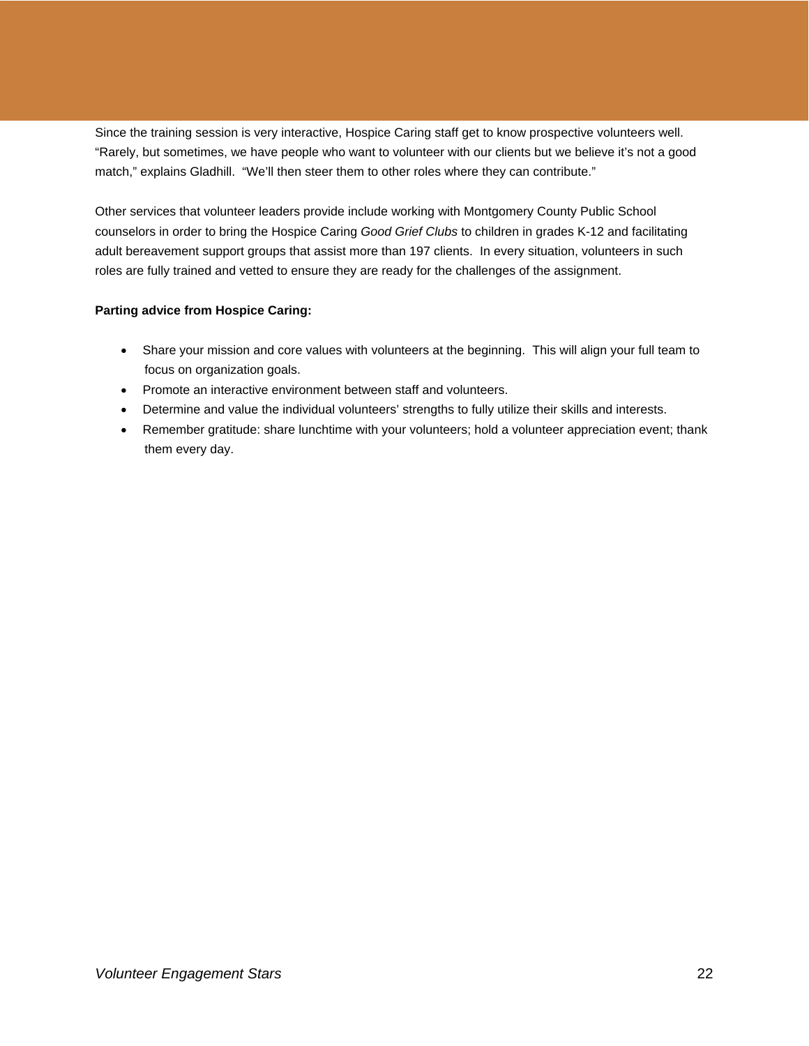Since the training session is very interactive, Hospice Caring staff get to know prospective volunteers well. "Rarely, but sometimes, we have people who want to volunteer with our clients but we believe it's not a good match," explains Gladhill. "We'll then steer them to other roles where they can contribute."

Other services that volunteer leaders provide include working with Montgomery County Public School counselors in order to bring the Hospice Caring *Good Grief Clubs* to children in grades K-12 and facilitating adult bereavement support groups that assist more than 197 clients. In every situation, volunteers in such roles are fully trained and vetted to ensure they are ready for the challenges of the assignment.

**Parting advice from Hospice Caring:**

- Share your mission and core values with volunteers at the beginning. This will align your full team to focus on organization goals.
- Promote an interactive environment between staff and volunteers.
- Determine and value the individual volunteers' strengths to fully utilize their skills and interests.
- Remember gratitude: share lunchtime with your volunteers; hold a volunteer appreciation event; thank them every day.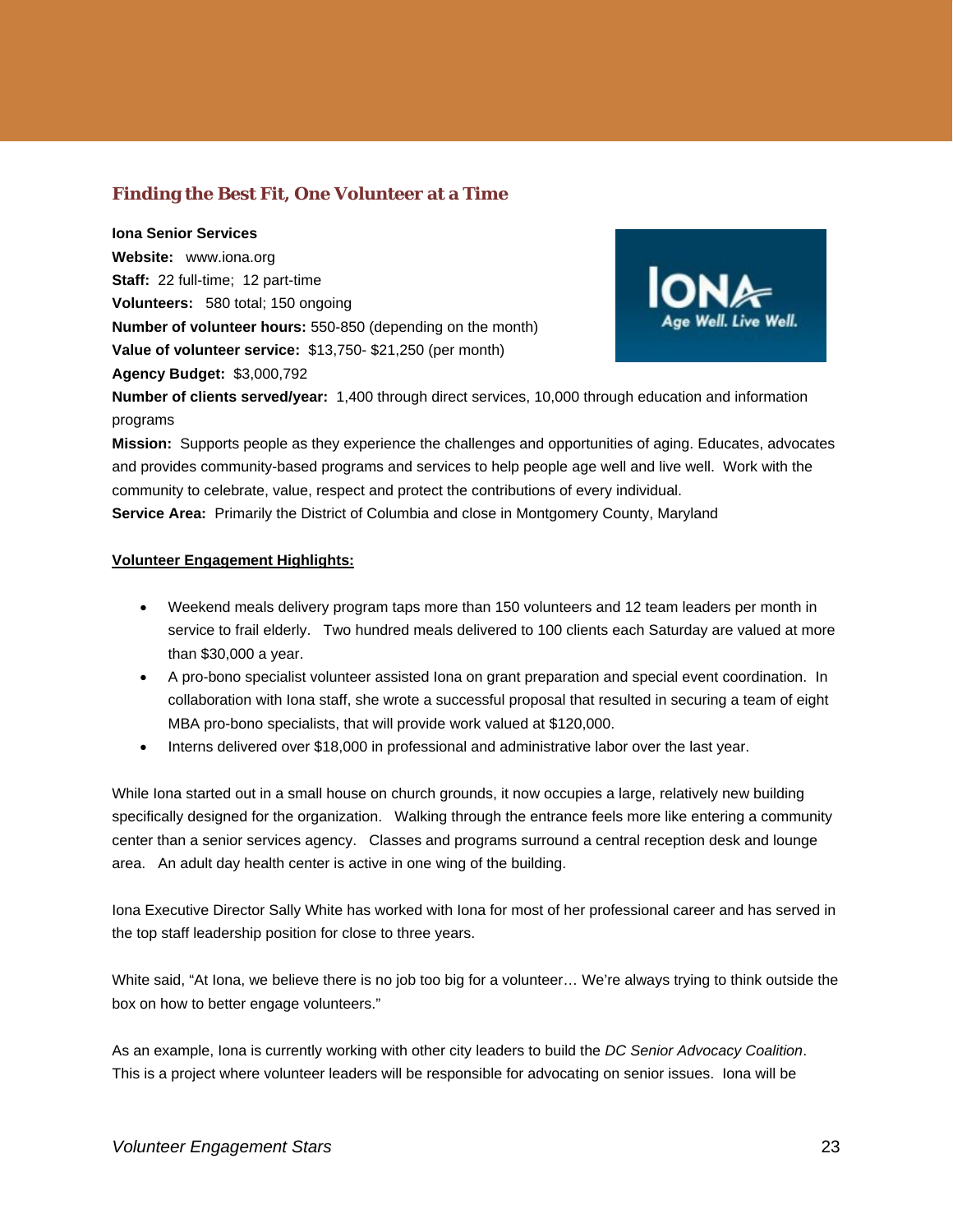## Finding the Best Fit, One Volunteer at a Time

**Iona Senior Services**
**Website:** www.iona.org
**Staff:** 22 full-time; 12 part-time
**Volunteers:** 580 total; 150 ongoing
**Number of volunteer hours:** 550-850 (depending on the month)
**Value of volunteer service:** $13,750- $21,250 (per month)
**Agency Budget:** $3,000,792
**Number of clients served/year:** 1,400 through direct services, 10,000 through education and information programs
**Mission:** Supports people as they experience the challenges and opportunities of aging. Educates, advocates and provides community-based programs and services to help people age well and live well. Work with the community to celebrate, value, respect and protect the contributions of every individual.
**Service Area:** Primarily the District of Columbia and close in Montgomery County, Maryland

**Volunteer Engagement Highlights:**

- Weekend meals delivery program taps more than 150 volunteers and 12 team leaders per month in service to frail elderly. Two hundred meals delivered to 100 clients each Saturday are valued at more than $30,000 a year.
- A pro-bono specialist volunteer assisted Iona on grant preparation and special event coordination. In collaboration with Iona staff, she wrote a successful proposal that resulted in securing a team of eight MBA pro-bono specialists, that will provide work valued at $120,000.
- Interns delivered over $18,000 in professional and administrative labor over the last year.

While Iona started out in a small house on church grounds, it now occupies a large, relatively new building specifically designed for the organization. Walking through the entrance feels more like entering a community center than a senior services agency. Classes and programs surround a central reception desk and lounge area. An adult day health center is active in one wing of the building.

Iona Executive Director Sally White has worked with Iona for most of her professional career and has served in the top staff leadership position for close to three years.

White said, "At Iona, we believe there is no job too big for a volunteer… We're always trying to think outside the box on how to better engage volunteers."

As an example, Iona is currently working with other city leaders to build the *DC Senior Advocacy Coalition*. This is a project where volunteer leaders will be responsible for advocating on senior issues. Iona will be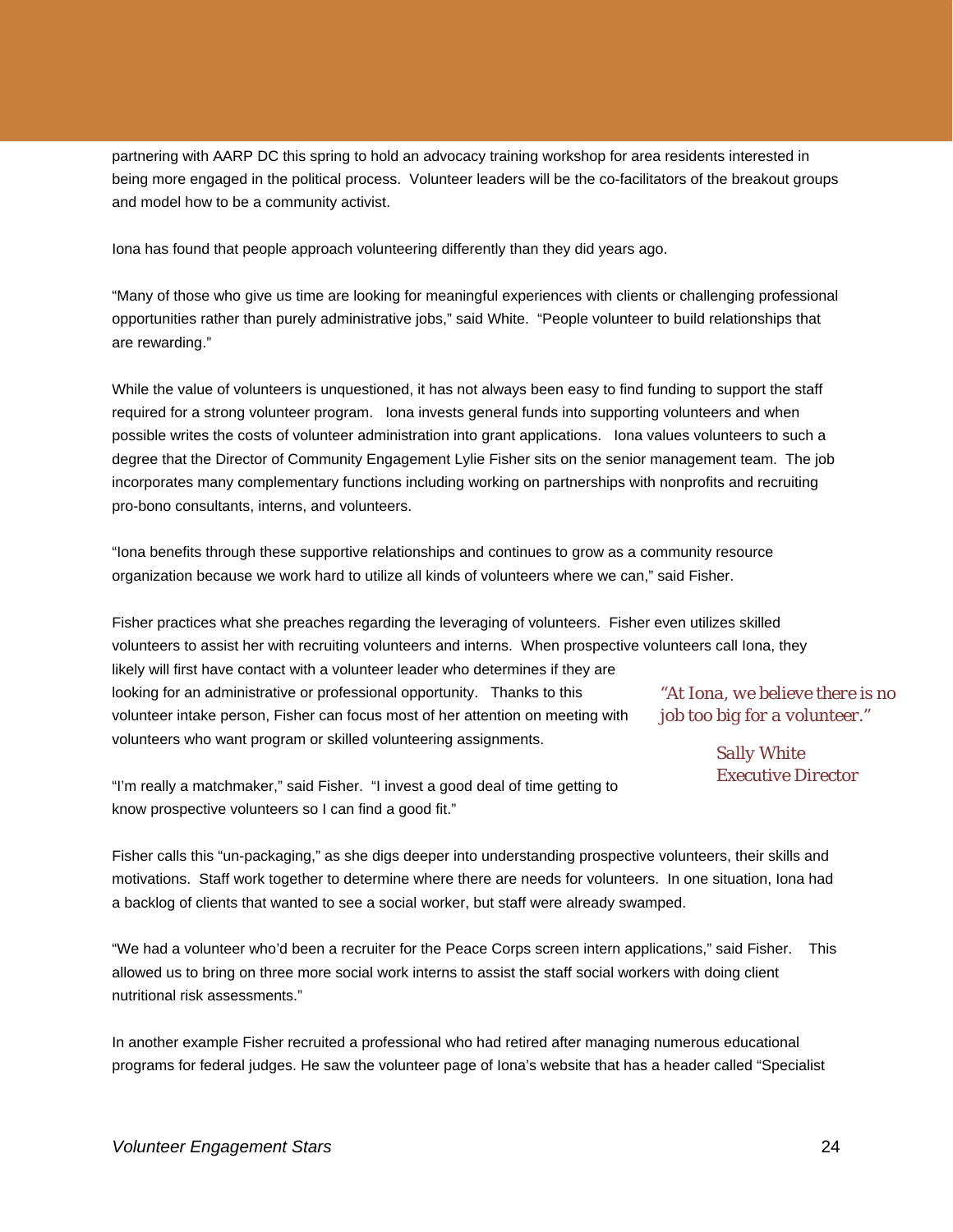partnering with AARP DC this spring to hold an advocacy training workshop for area residents interested in being more engaged in the political process. Volunteer leaders will be the co-facilitators of the breakout groups and model how to be a community activist.

Iona has found that people approach volunteering differently than they did years ago.

"Many of those who give us time are looking for meaningful experiences with clients or challenging professional opportunities rather than purely administrative jobs," said White. "People volunteer to build relationships that are rewarding."

While the value of volunteers is unquestioned, it has not always been easy to find funding to support the staff required for a strong volunteer program. Iona invests general funds into supporting volunteers and when possible writes the costs of volunteer administration into grant applications. Iona values volunteers to such a degree that the Director of Community Engagement Lylie Fisher sits on the senior management team. The job incorporates many complementary functions including working on partnerships with nonprofits and recruiting pro-bono consultants, interns, and volunteers.

"Iona benefits through these supportive relationships and continues to grow as a community resource organization because we work hard to utilize all kinds of volunteers where we can," said Fisher.

Fisher practices what she preaches regarding the leveraging of volunteers. Fisher even utilizes skilled volunteers to assist her with recruiting volunteers and interns. When prospective volunteers call Iona, they likely will first have contact with a volunteer leader who determines if they are looking for an administrative or professional opportunity. Thanks to this volunteer intake person, Fisher can focus most of her attention on meeting with volunteers who want program or skilled volunteering assignments.

> *"At Iona, we believe there is no job too big for a volunteer."*
>
> *Sally White*
> *Executive Director*

"I'm really a matchmaker," said Fisher. "I invest a good deal of time getting to know prospective volunteers so I can find a good fit."

Fisher calls this "un-packaging," as she digs deeper into understanding prospective volunteers, their skills and motivations. Staff work together to determine where there are needs for volunteers. In one situation, Iona had a backlog of clients that wanted to see a social worker, but staff were already swamped.

"We had a volunteer who'd been a recruiter for the Peace Corps screen intern applications," said Fisher. This allowed us to bring on three more social work interns to assist the staff social workers with doing client nutritional risk assessments."

In another example Fisher recruited a professional who had retired after managing numerous educational programs for federal judges. He saw the volunteer page of Iona's website that has a header called "Specialist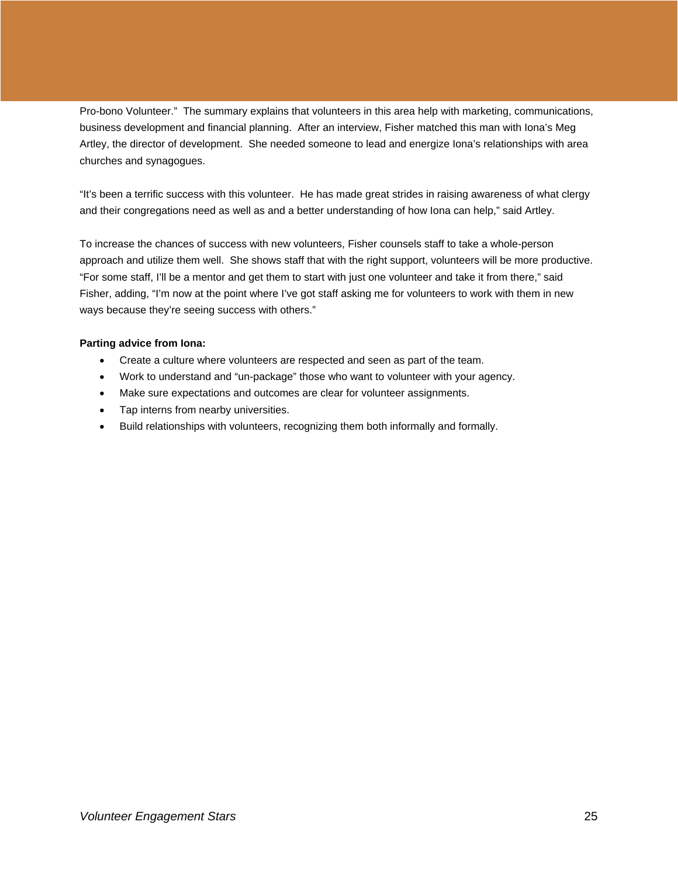Pro-bono Volunteer." The summary explains that volunteers in this area help with marketing, communications, business development and financial planning. After an interview, Fisher matched this man with Iona's Meg Artley, the director of development. She needed someone to lead and energize Iona's relationships with area churches and synagogues.

"It's been a terrific success with this volunteer. He has made great strides in raising awareness of what clergy and their congregations need as well as and a better understanding of how Iona can help," said Artley.

To increase the chances of success with new volunteers, Fisher counsels staff to take a whole-person approach and utilize them well. She shows staff that with the right support, volunteers will be more productive. "For some staff, I'll be a mentor and get them to start with just one volunteer and take it from there," said Fisher, adding, "I'm now at the point where I've got staff asking me for volunteers to work with them in new ways because they're seeing success with others."

**Parting advice from Iona:**

- Create a culture where volunteers are respected and seen as part of the team.
- Work to understand and "un-package" those who want to volunteer with your agency.
- Make sure expectations and outcomes are clear for volunteer assignments.
- Tap interns from nearby universities.
- Build relationships with volunteers, recognizing them both informally and formally.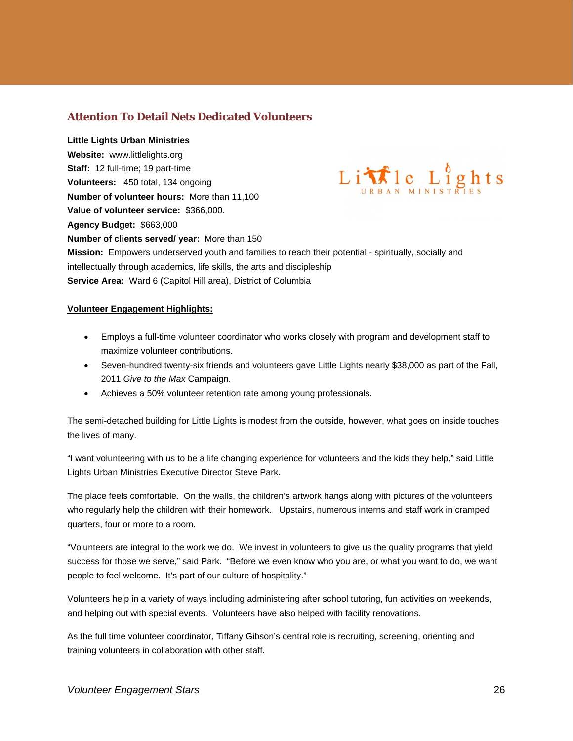## Attention To Detail Nets Dedicated Volunteers

**Little Lights Urban Ministries**
**Website:** www.littlelights.org
**Staff:** 12 full-time; 19 part-time
**Volunteers:** 450 total, 134 ongoing
**Number of volunteer hours:** More than 11,100
**Value of volunteer service:** $366,000.
**Agency Budget:** $663,000
**Number of clients served/ year:** More than 150
**Mission:** Empowers underserved youth and families to reach their potential - spiritually, socially and intellectually through academics, life skills, the arts and discipleship
**Service Area:** Ward 6 (Capitol Hill area), District of Columbia

**Volunteer Engagement Highlights:**

- Employs a full-time volunteer coordinator who works closely with program and development staff to maximize volunteer contributions.
- Seven-hundred twenty-six friends and volunteers gave Little Lights nearly $38,000 as part of the Fall, 2011 *Give to the Max* Campaign.
- Achieves a 50% volunteer retention rate among young professionals.

The semi-detached building for Little Lights is modest from the outside, however, what goes on inside touches the lives of many.

"I want volunteering with us to be a life changing experience for volunteers and the kids they help," said Little Lights Urban Ministries Executive Director Steve Park.

The place feels comfortable. On the walls, the children's artwork hangs along with pictures of the volunteers who regularly help the children with their homework. Upstairs, numerous interns and staff work in cramped quarters, four or more to a room.

"Volunteers are integral to the work we do. We invest in volunteers to give us the quality programs that yield success for those we serve," said Park. "Before we even know who you are, or what you want to do, we want people to feel welcome. It's part of our culture of hospitality."

Volunteers help in a variety of ways including administering after school tutoring, fun activities on weekends, and helping out with special events. Volunteers have also helped with facility renovations.

As the full time volunteer coordinator, Tiffany Gibson's central role is recruiting, screening, orienting and training volunteers in collaboration with other staff.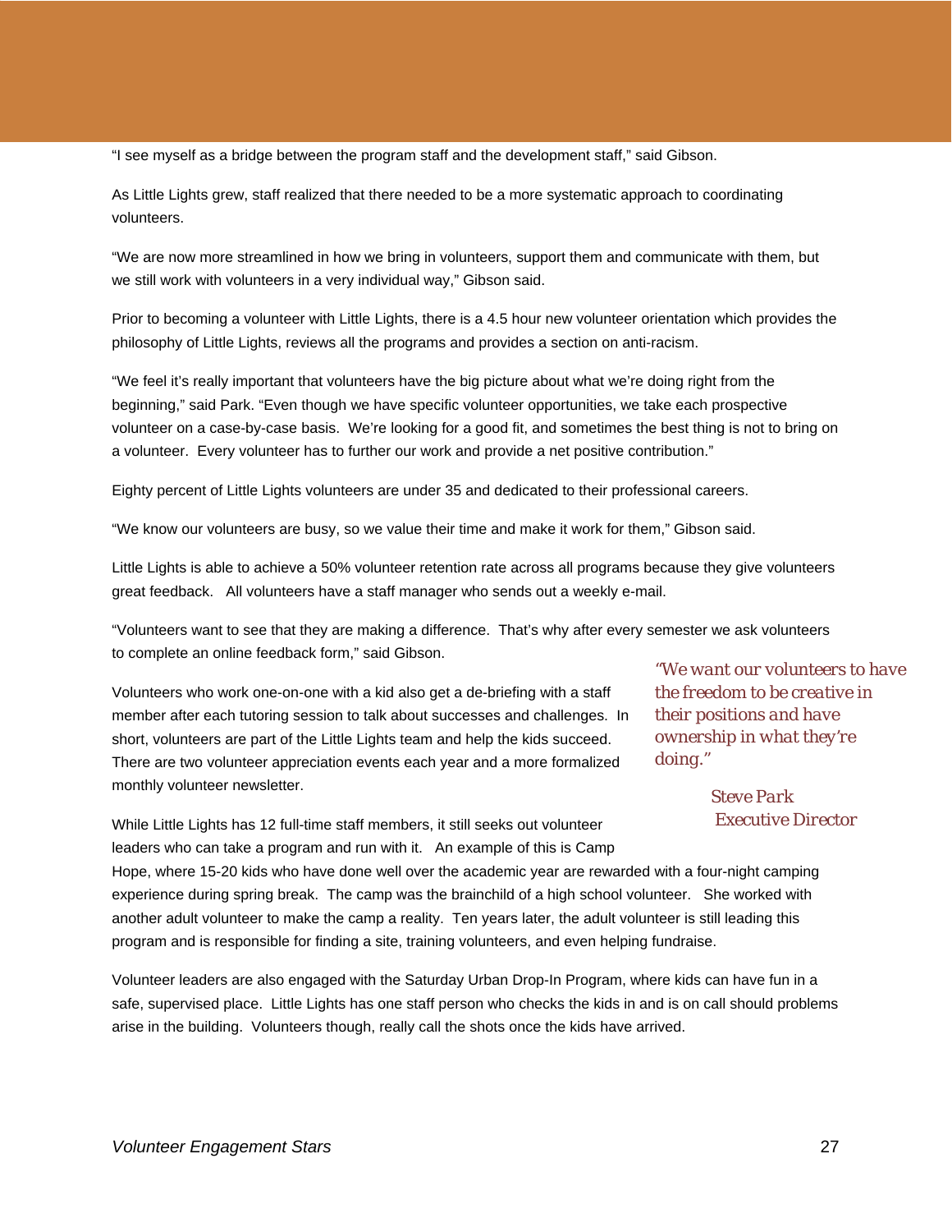"I see myself as a bridge between the program staff and the development staff," said Gibson.

As Little Lights grew, staff realized that there needed to be a more systematic approach to coordinating volunteers.

"We are now more streamlined in how we bring in volunteers, support them and communicate with them, but we still work with volunteers in a very individual way," Gibson said.

Prior to becoming a volunteer with Little Lights, there is a 4.5 hour new volunteer orientation which provides the philosophy of Little Lights, reviews all the programs and provides a section on anti-racism.

"We feel it's really important that volunteers have the big picture about what we're doing right from the beginning," said Park. "Even though we have specific volunteer opportunities, we take each prospective volunteer on a case-by-case basis. We're looking for a good fit, and sometimes the best thing is not to bring on a volunteer. Every volunteer has to further our work and provide a net positive contribution."

Eighty percent of Little Lights volunteers are under 35 and dedicated to their professional careers.

"We know our volunteers are busy, so we value their time and make it work for them," Gibson said.

Little Lights is able to achieve a 50% volunteer retention rate across all programs because they give volunteers great feedback. All volunteers have a staff manager who sends out a weekly e-mail.

"Volunteers want to see that they are making a difference. That's why after every semester we ask volunteers to complete an online feedback form," said Gibson.

Volunteers who work one-on-one with a kid also get a de-briefing with a staff member after each tutoring session to talk about successes and challenges. In short, volunteers are part of the Little Lights team and help the kids succeed. There are two volunteer appreciation events each year and a more formalized monthly volunteer newsletter.

> *"We want our volunteers to have the freedom to be creative in their positions and have ownership in what they're doing."*
>
> *Steve Park*
> *Executive Director*

While Little Lights has 12 full-time staff members, it still seeks out volunteer leaders who can take a program and run with it. An example of this is Camp Hope, where 15-20 kids who have done well over the academic year are rewarded with a four-night camping experience during spring break. The camp was the brainchild of a high school volunteer. She worked with another adult volunteer to make the camp a reality. Ten years later, the adult volunteer is still leading this program and is responsible for finding a site, training volunteers, and even helping fundraise.

Volunteer leaders are also engaged with the Saturday Urban Drop-In Program, where kids can have fun in a safe, supervised place. Little Lights has one staff person who checks the kids in and is on call should problems arise in the building. Volunteers though, really call the shots once the kids have arrived.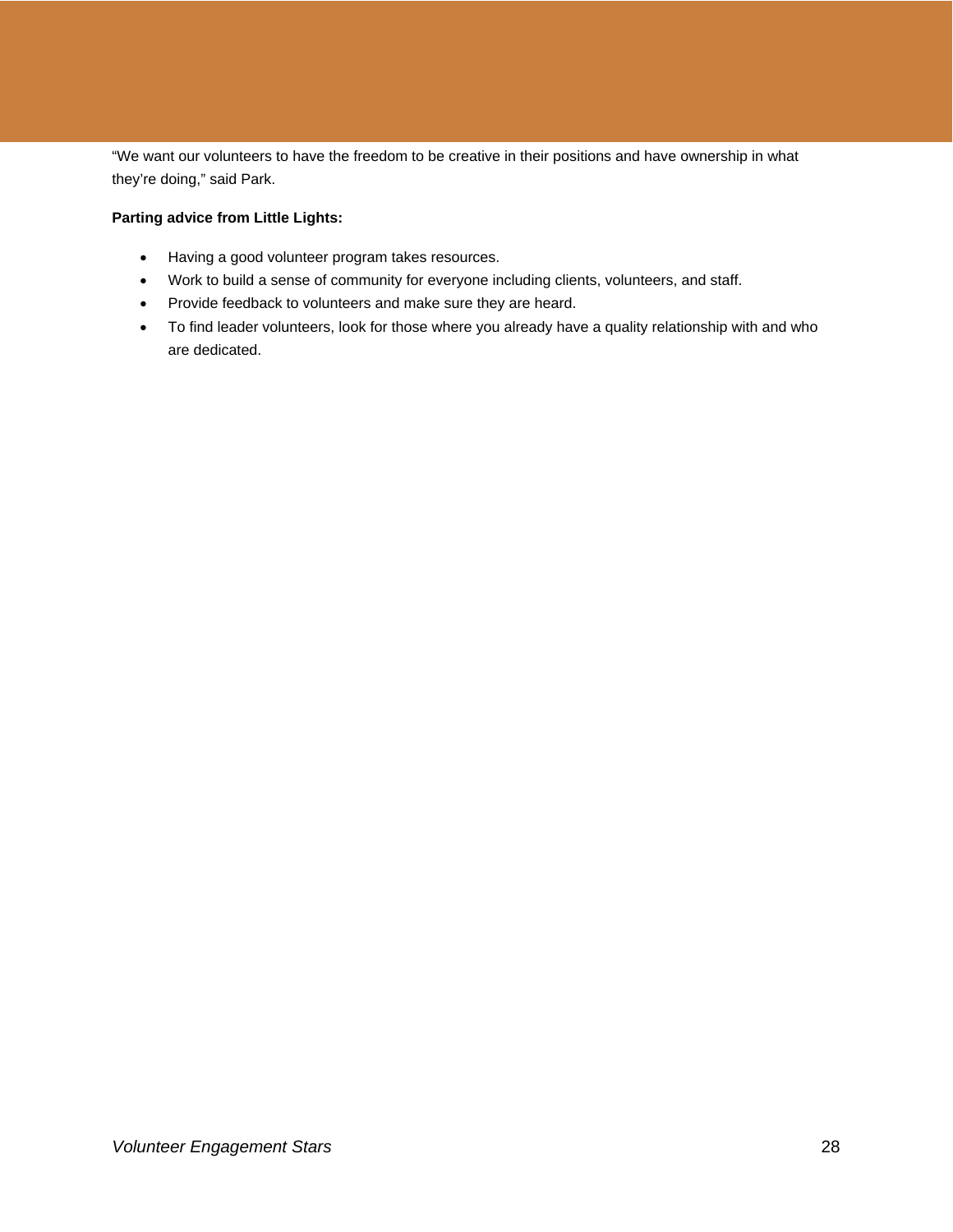"We want our volunteers to have the freedom to be creative in their positions and have ownership in what they're doing," said Park.

**Parting advice from Little Lights:**

- Having a good volunteer program takes resources.
- Work to build a sense of community for everyone including clients, volunteers, and staff.
- Provide feedback to volunteers and make sure they are heard.
- To find leader volunteers, look for those where you already have a quality relationship with and who are dedicated.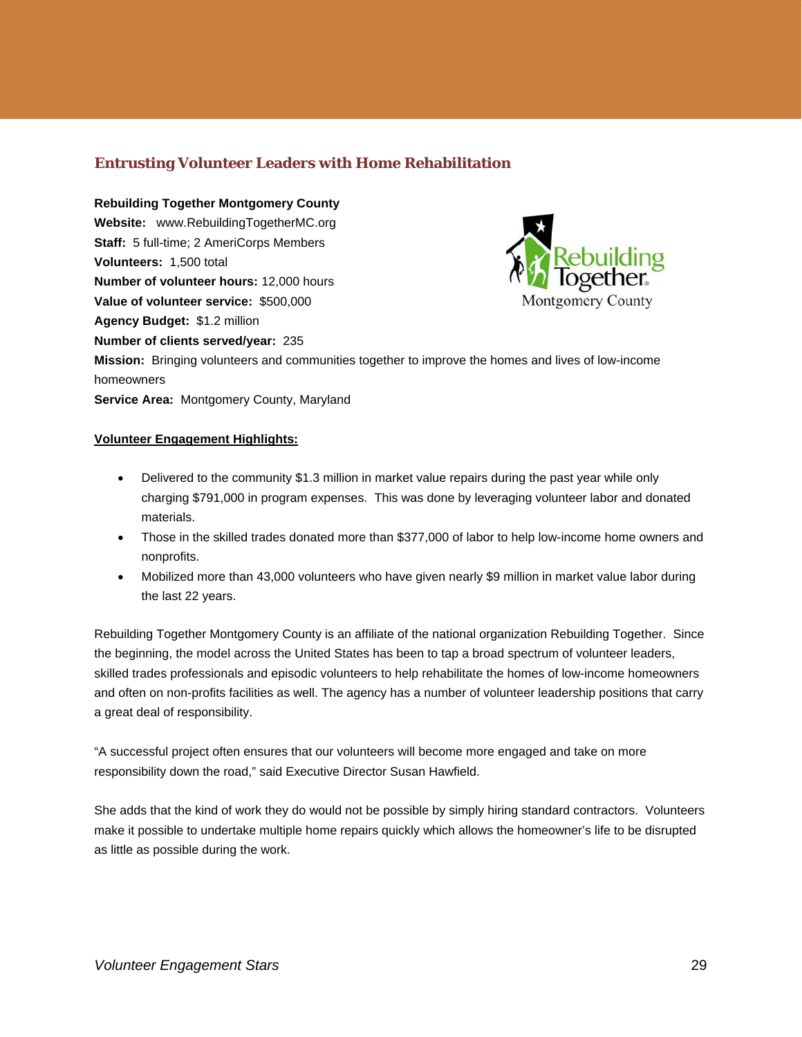## Entrusting Volunteer Leaders with Home Rehabilitation

**Rebuilding Together Montgomery County**
**Website:** www.RebuildingTogetherMC.org
**Staff:** 5 full-time; 2 AmeriCorps Members
**Volunteers:** 1,500 total
**Number of volunteer hours:** 12,000 hours
**Value of volunteer service:** $500,000
**Agency Budget:** $1.2 million
**Number of clients served/year:** 235
**Mission:** Bringing volunteers and communities together to improve the homes and lives of low-income homeowners
**Service Area:** Montgomery County, Maryland

**Volunteer Engagement Highlights:**

- Delivered to the community $1.3 million in market value repairs during the past year while only charging $791,000 in program expenses. This was done by leveraging volunteer labor and donated materials.
- Those in the skilled trades donated more than $377,000 of labor to help low-income home owners and nonprofits.
- Mobilized more than 43,000 volunteers who have given nearly $9 million in market value labor during the last 22 years.

Rebuilding Together Montgomery County is an affiliate of the national organization Rebuilding Together. Since the beginning, the model across the United States has been to tap a broad spectrum of volunteer leaders, skilled trades professionals and episodic volunteers to help rehabilitate the homes of low-income homeowners and often on non-profits facilities as well. The agency has a number of volunteer leadership positions that carry a great deal of responsibility.

"A successful project often ensures that our volunteers will become more engaged and take on more responsibility down the road," said Executive Director Susan Hawfield.

She adds that the kind of work they do would not be possible by simply hiring standard contractors. Volunteers make it possible to undertake multiple home repairs quickly which allows the homeowner's life to be disrupted as little as possible during the work.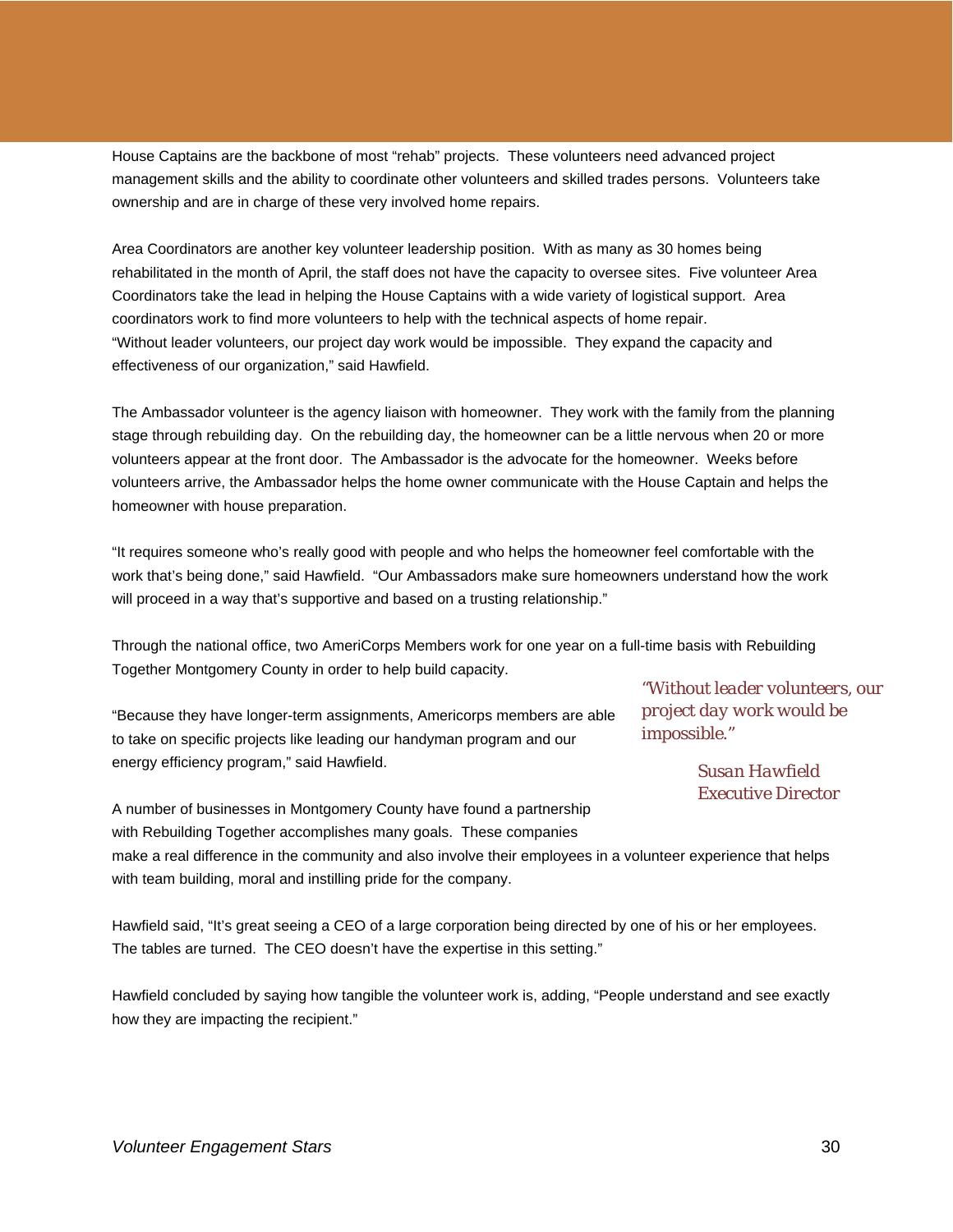House Captains are the backbone of most "rehab" projects. These volunteers need advanced project management skills and the ability to coordinate other volunteers and skilled trades persons. Volunteers take ownership and are in charge of these very involved home repairs.

Area Coordinators are another key volunteer leadership position. With as many as 30 homes being rehabilitated in the month of April, the staff does not have the capacity to oversee sites. Five volunteer Area Coordinators take the lead in helping the House Captains with a wide variety of logistical support. Area coordinators work to find more volunteers to help with the technical aspects of home repair. "Without leader volunteers, our project day work would be impossible. They expand the capacity and effectiveness of our organization," said Hawfield.

The Ambassador volunteer is the agency liaison with homeowner. They work with the family from the planning stage through rebuilding day. On the rebuilding day, the homeowner can be a little nervous when 20 or more volunteers appear at the front door. The Ambassador is the advocate for the homeowner. Weeks before volunteers arrive, the Ambassador helps the home owner communicate with the House Captain and helps the homeowner with house preparation.

"It requires someone who's really good with people and who helps the homeowner feel comfortable with the work that's being done," said Hawfield. "Our Ambassadors make sure homeowners understand how the work will proceed in a way that's supportive and based on a trusting relationship."

Through the national office, two AmeriCorps Members work for one year on a full-time basis with Rebuilding Together Montgomery County in order to help build capacity.

"Because they have longer-term assignments, Americorps members are able to take on specific projects like leading our handyman program and our energy efficiency program," said Hawfield.

> *"Without leader volunteers, our project day work would be impossible."*
>
> *Susan Hawfield*
> *Executive Director*

A number of businesses in Montgomery County have found a partnership with Rebuilding Together accomplishes many goals. These companies make a real difference in the community and also involve their employees in a volunteer experience that helps with team building, moral and instilling pride for the company.

Hawfield said, "It's great seeing a CEO of a large corporation being directed by one of his or her employees. The tables are turned. The CEO doesn't have the expertise in this setting."

Hawfield concluded by saying how tangible the volunteer work is, adding, "People understand and see exactly how they are impacting the recipient."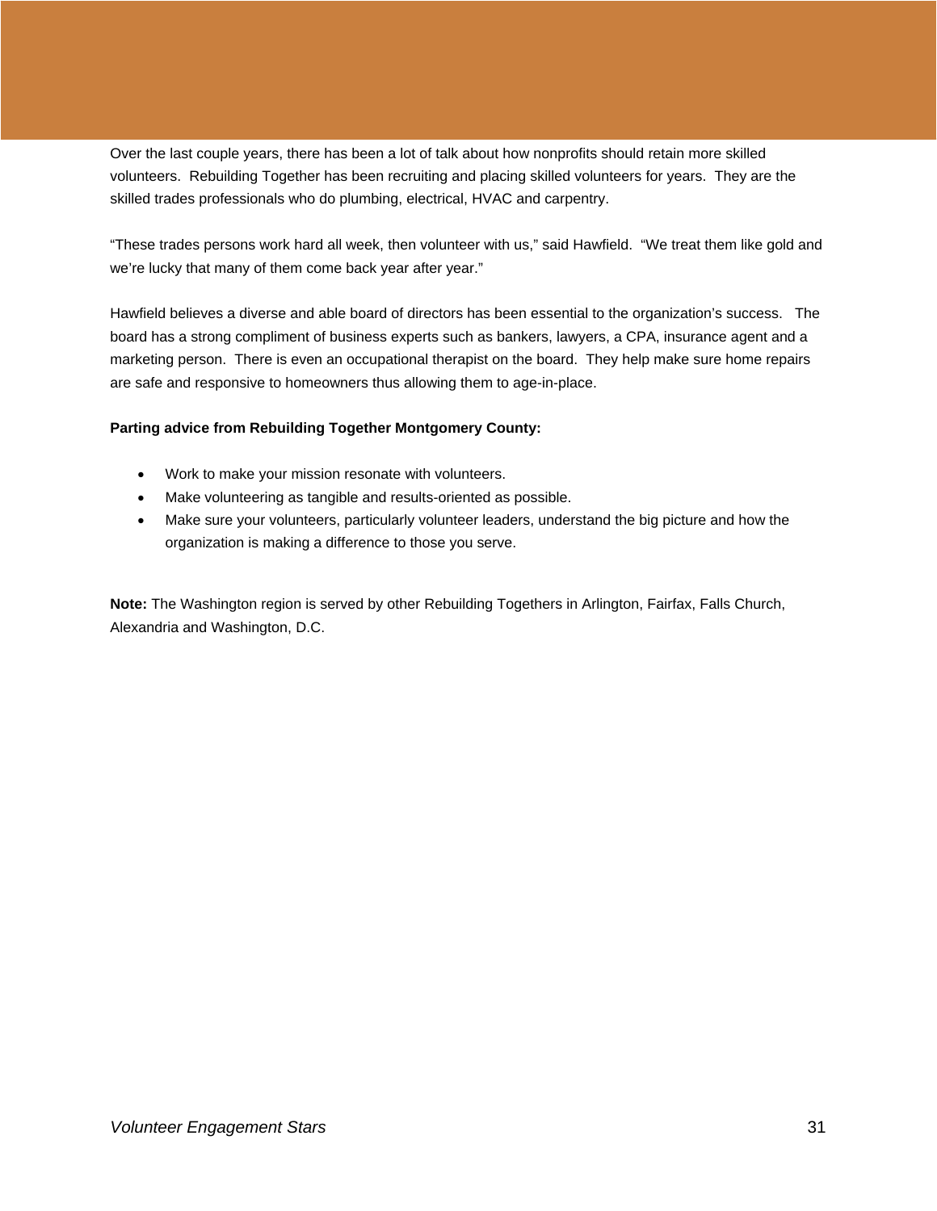Over the last couple years, there has been a lot of talk about how nonprofits should retain more skilled volunteers. Rebuilding Together has been recruiting and placing skilled volunteers for years. They are the skilled trades professionals who do plumbing, electrical, HVAC and carpentry.

"These trades persons work hard all week, then volunteer with us," said Hawfield. "We treat them like gold and we're lucky that many of them come back year after year."

Hawfield believes a diverse and able board of directors has been essential to the organization's success. The board has a strong compliment of business experts such as bankers, lawyers, a CPA, insurance agent and a marketing person. There is even an occupational therapist on the board. They help make sure home repairs are safe and responsive to homeowners thus allowing them to age-in-place.

**Parting advice from Rebuilding Together Montgomery County:**

- Work to make your mission resonate with volunteers.
- Make volunteering as tangible and results-oriented as possible.
- Make sure your volunteers, particularly volunteer leaders, understand the big picture and how the organization is making a difference to those you serve.

**Note:** The Washington region is served by other Rebuilding Togethers in Arlington, Fairfax, Falls Church, Alexandria and Washington, D.C.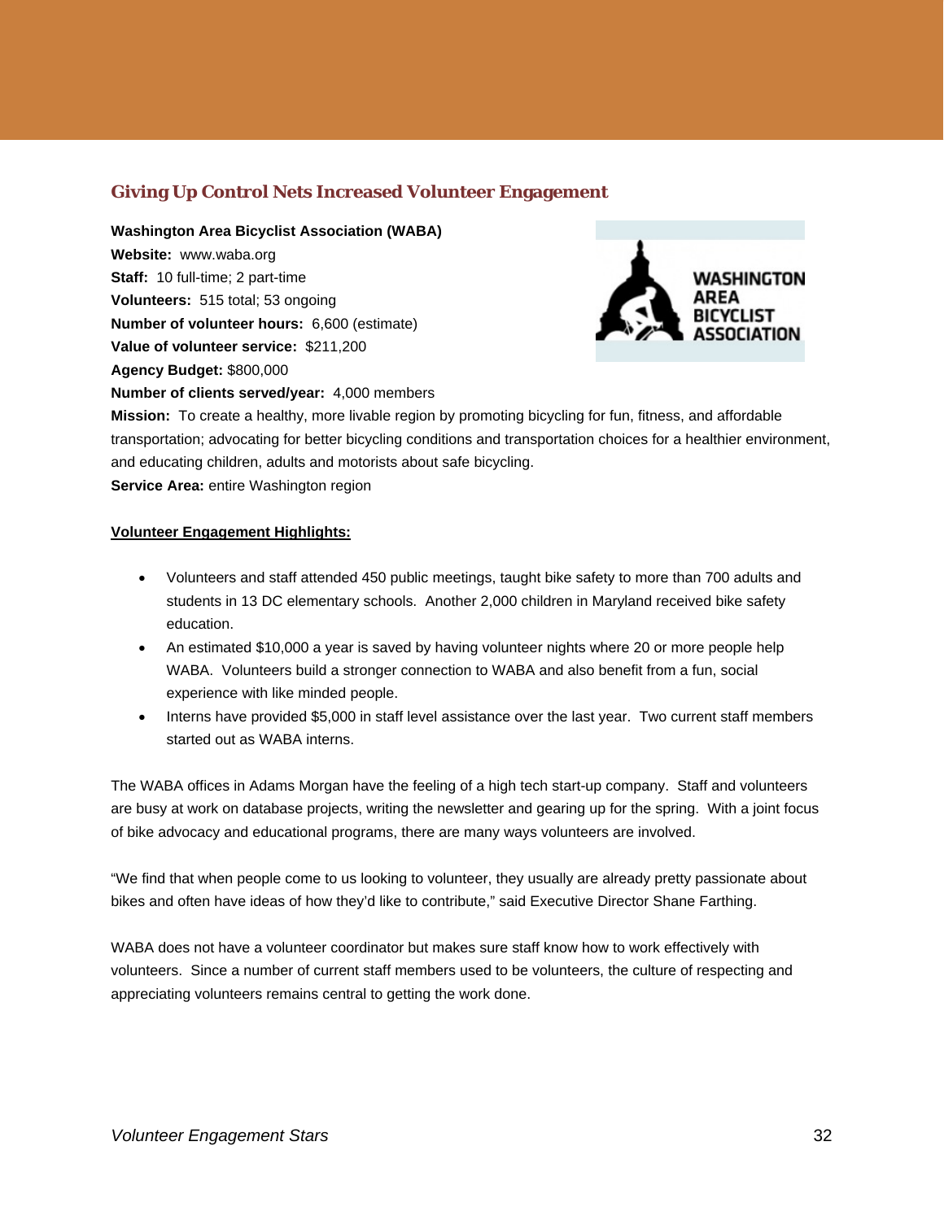## Giving Up Control Nets Increased Volunteer Engagement

**Washington Area Bicyclist Association (WABA)**
**Website:** www.waba.org
**Staff:** 10 full-time; 2 part-time
**Volunteers:** 515 total; 53 ongoing
**Number of volunteer hours:** 6,600 (estimate)
**Value of volunteer service:** $211,200
**Agency Budget:** $800,000
**Number of clients served/year:** 4,000 members
**Mission:** To create a healthy, more livable region by promoting bicycling for fun, fitness, and affordable transportation; advocating for better bicycling conditions and transportation choices for a healthier environment, and educating children, adults and motorists about safe bicycling.
**Service Area:** entire Washington region

**Volunteer Engagement Highlights:**

- Volunteers and staff attended 450 public meetings, taught bike safety to more than 700 adults and students in 13 DC elementary schools. Another 2,000 children in Maryland received bike safety education.
- An estimated $10,000 a year is saved by having volunteer nights where 20 or more people help WABA. Volunteers build a stronger connection to WABA and also benefit from a fun, social experience with like minded people.
- Interns have provided $5,000 in staff level assistance over the last year. Two current staff members started out as WABA interns.

The WABA offices in Adams Morgan have the feeling of a high tech start-up company. Staff and volunteers are busy at work on database projects, writing the newsletter and gearing up for the spring. With a joint focus of bike advocacy and educational programs, there are many ways volunteers are involved.

"We find that when people come to us looking to volunteer, they usually are already pretty passionate about bikes and often have ideas of how they'd like to contribute," said Executive Director Shane Farthing.

WABA does not have a volunteer coordinator but makes sure staff know how to work effectively with volunteers. Since a number of current staff members used to be volunteers, the culture of respecting and appreciating volunteers remains central to getting the work done.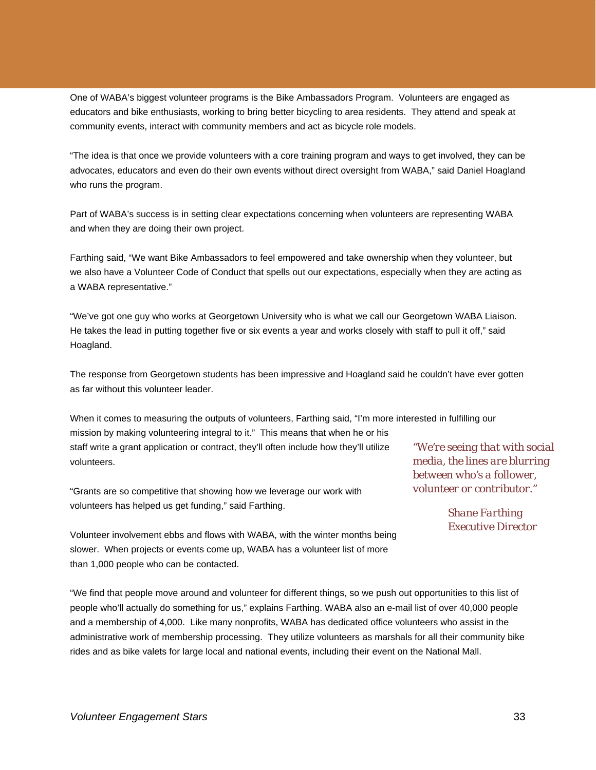One of WABA's biggest volunteer programs is the Bike Ambassadors Program. Volunteers are engaged as educators and bike enthusiasts, working to bring better bicycling to area residents. They attend and speak at community events, interact with community members and act as bicycle role models.

"The idea is that once we provide volunteers with a core training program and ways to get involved, they can be advocates, educators and even do their own events without direct oversight from WABA," said Daniel Hoagland who runs the program.

Part of WABA's success is in setting clear expectations concerning when volunteers are representing WABA and when they are doing their own project.

Farthing said, "We want Bike Ambassadors to feel empowered and take ownership when they volunteer, but we also have a Volunteer Code of Conduct that spells out our expectations, especially when they are acting as a WABA representative."

"We've got one guy who works at Georgetown University who is what we call our Georgetown WABA Liaison. He takes the lead in putting together five or six events a year and works closely with staff to pull it off," said Hoagland.

The response from Georgetown students has been impressive and Hoagland said he couldn't have ever gotten as far without this volunteer leader.

When it comes to measuring the outputs of volunteers, Farthing said, "I'm more interested in fulfilling our mission by making volunteering integral to it." This means that when he or his staff write a grant application or contract, they'll often include how they'll utilize volunteers.

"Grants are so competitive that showing how we leverage our work with volunteers has helped us get funding," said Farthing.

> *"We're seeing that with social media, the lines are blurring between who's a follower, volunteer or contributor."*
>
> *Shane Farthing*
> *Executive Director*

Volunteer involvement ebbs and flows with WABA, with the winter months being slower. When projects or events come up, WABA has a volunteer list of more than 1,000 people who can be contacted.

"We find that people move around and volunteer for different things, so we push out opportunities to this list of people who'll actually do something for us," explains Farthing. WABA also an e-mail list of over 40,000 people and a membership of 4,000. Like many nonprofits, WABA has dedicated office volunteers who assist in the administrative work of membership processing. They utilize volunteers as marshals for all their community bike rides and as bike valets for large local and national events, including their event on the National Mall.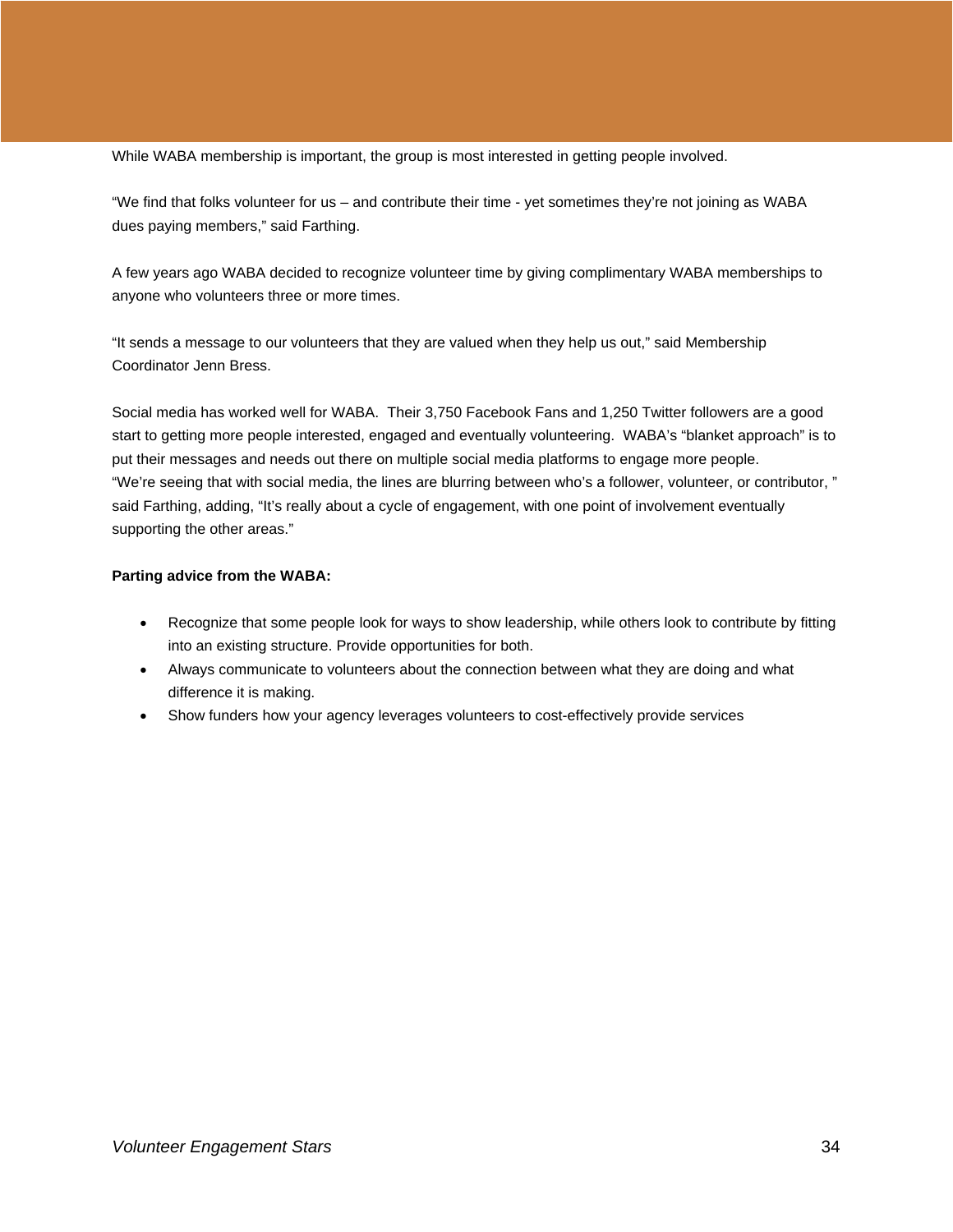While WABA membership is important, the group is most interested in getting people involved.

“We find that folks volunteer for us – and contribute their time - yet sometimes they’re not joining as WABA dues paying members,” said Farthing.

A few years ago WABA decided to recognize volunteer time by giving complimentary WABA memberships to anyone who volunteers three or more times.

“It sends a message to our volunteers that they are valued when they help us out,” said Membership Coordinator Jenn Bress.

Social media has worked well for WABA. Their 3,750 Facebook Fans and 1,250 Twitter followers are a good start to getting more people interested, engaged and eventually volunteering. WABA’s “blanket approach” is to put their messages and needs out there on multiple social media platforms to engage more people. “We’re seeing that with social media, the lines are blurring between who’s a follower, volunteer, or contributor, ” said Farthing, adding, “It’s really about a cycle of engagement, with one point of involvement eventually supporting the other areas.”

**Parting advice from the WABA:**

- Recognize that some people look for ways to show leadership, while others look to contribute by fitting into an existing structure. Provide opportunities for both.
- Always communicate to volunteers about the connection between what they are doing and what difference it is making.
- Show funders how your agency leverages volunteers to cost-effectively provide services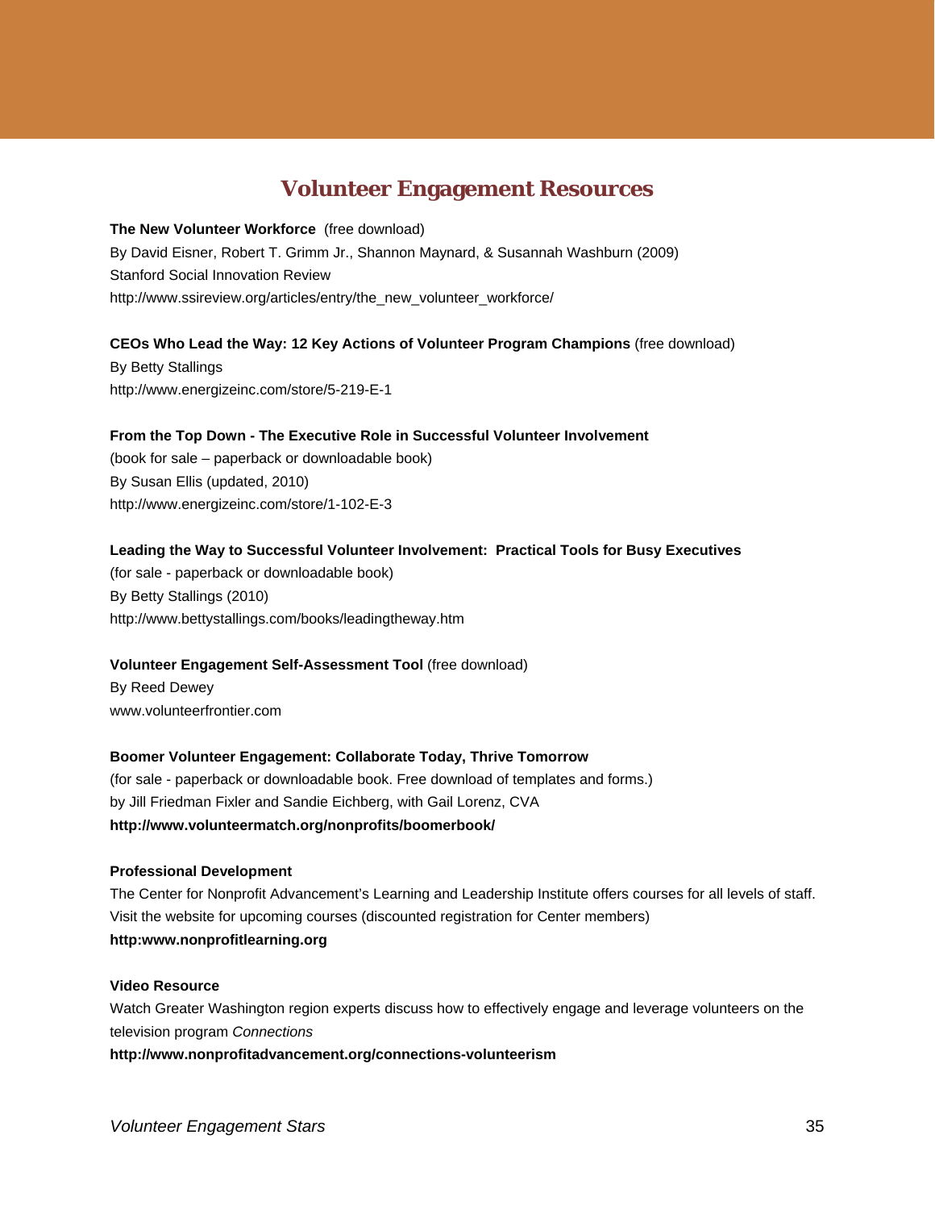# Volunteer Engagement Resources

**The New Volunteer Workforce** (free download)
By David Eisner, Robert T. Grimm Jr., Shannon Maynard, & Susannah Washburn (2009)
Stanford Social Innovation Review
http://www.ssireview.org/articles/entry/the_new_volunteer_workforce/

**CEOs Who Lead the Way: 12 Key Actions of Volunteer Program Champions** (free download)
By Betty Stallings
http://www.energizeinc.com/store/5-219-E-1

**From the Top Down - The Executive Role in Successful Volunteer Involvement**
(book for sale – paperback or downloadable book)
By Susan Ellis (updated, 2010)
http://www.energizeinc.com/store/1-102-E-3

**Leading the Way to Successful Volunteer Involvement: Practical Tools for Busy Executives**
(for sale - paperback or downloadable book)
By Betty Stallings (2010)
http://www.bettystallings.com/books/leadingtheway.htm

**Volunteer Engagement Self-Assessment Tool** (free download)
By Reed Dewey
www.volunteerfrontier.com

**Boomer Volunteer Engagement: Collaborate Today, Thrive Tomorrow**
(for sale - paperback or downloadable book. Free download of templates and forms.)
by Jill Friedman Fixler and Sandie Eichberg, with Gail Lorenz, CVA
**http://www.volunteermatch.org/nonprofits/boomerbook/**

**Professional Development**
The Center for Nonprofit Advancement's Learning and Leadership Institute offers courses for all levels of staff. Visit the website for upcoming courses (discounted registration for Center members)
**http:www.nonprofitlearning.org**

**Video Resource**
Watch Greater Washington region experts discuss how to effectively engage and leverage volunteers on the television program *Connections*
**http://www.nonprofitadvancement.org/connections-volunteerism**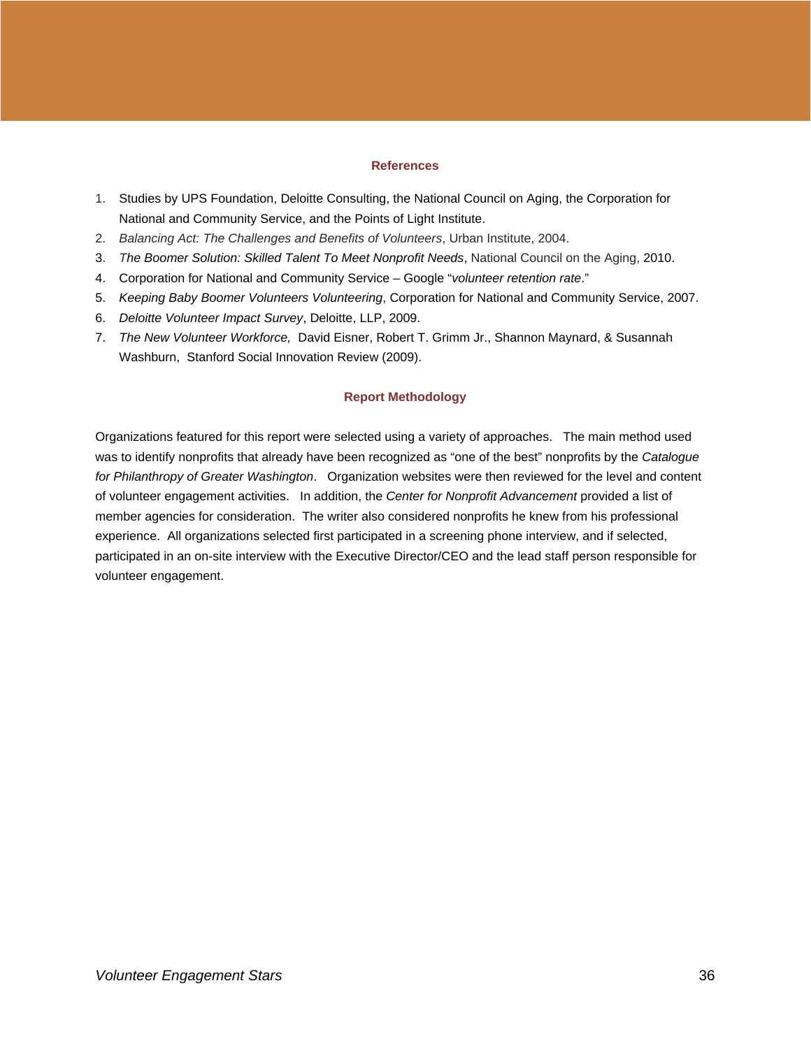## References

1. Studies by UPS Foundation, Deloitte Consulting, the National Council on Aging, the Corporation for National and Community Service, and the Points of Light Institute.
2. *Balancing Act: The Challenges and Benefits of Volunteers*, Urban Institute, 2004.
3. *The Boomer Solution: Skilled Talent To Meet Nonprofit Needs*, National Council on the Aging, 2010.
4. Corporation for National and Community Service – Google "*volunteer retention rate*."
5. *Keeping Baby Boomer Volunteers Volunteering*, Corporation for National and Community Service, 2007.
6. *Deloitte Volunteer Impact Survey*, Deloitte, LLP, 2009.
7. *The New Volunteer Workforce,* David Eisner, Robert T. Grimm Jr., Shannon Maynard, & Susannah Washburn, Stanford Social Innovation Review (2009).

## Report Methodology

Organizations featured for this report were selected using a variety of approaches. The main method used was to identify nonprofits that already have been recognized as "one of the best" nonprofits by the *Catalogue for Philanthropy of Greater Washington*. Organization websites were then reviewed for the level and content of volunteer engagement activities. In addition, the *Center for Nonprofit Advancement* provided a list of member agencies for consideration. The writer also considered nonprofits he knew from his professional experience. All organizations selected first participated in a screening phone interview, and if selected, participated in an on-site interview with the Executive Director/CEO and the lead staff person responsible for volunteer engagement.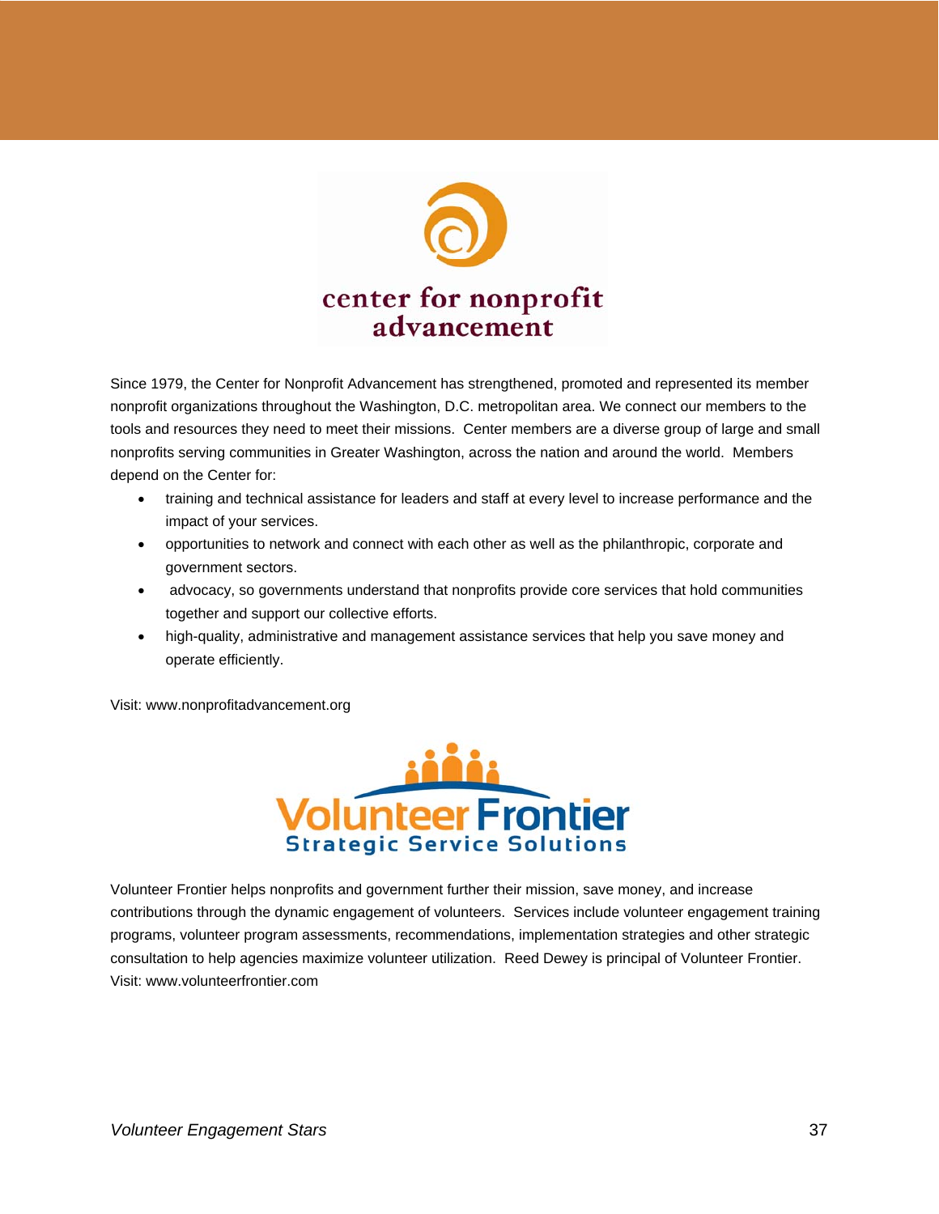center for nonprofit advancement

Since 1979, the Center for Nonprofit Advancement has strengthened, promoted and represented its member nonprofit organizations throughout the Washington, D.C. metropolitan area. We connect our members to the tools and resources they need to meet their missions. Center members are a diverse group of large and small nonprofits serving communities in Greater Washington, across the nation and around the world. Members depend on the Center for:

- training and technical assistance for leaders and staff at every level to increase performance and the impact of your services.
- opportunities to network and connect with each other as well as the philanthropic, corporate and government sectors.
- advocacy, so governments understand that nonprofits provide core services that hold communities together and support our collective efforts.
- high-quality, administrative and management assistance services that help you save money and operate efficiently.

Visit: www.nonprofitadvancement.org

Volunteer Frontier
Strategic Service Solutions

Volunteer Frontier helps nonprofits and government further their mission, save money, and increase contributions through the dynamic engagement of volunteers. Services include volunteer engagement training programs, volunteer program assessments, recommendations, implementation strategies and other strategic consultation to help agencies maximize volunteer utilization. Reed Dewey is principal of Volunteer Frontier. Visit: www.volunteerfrontier.com